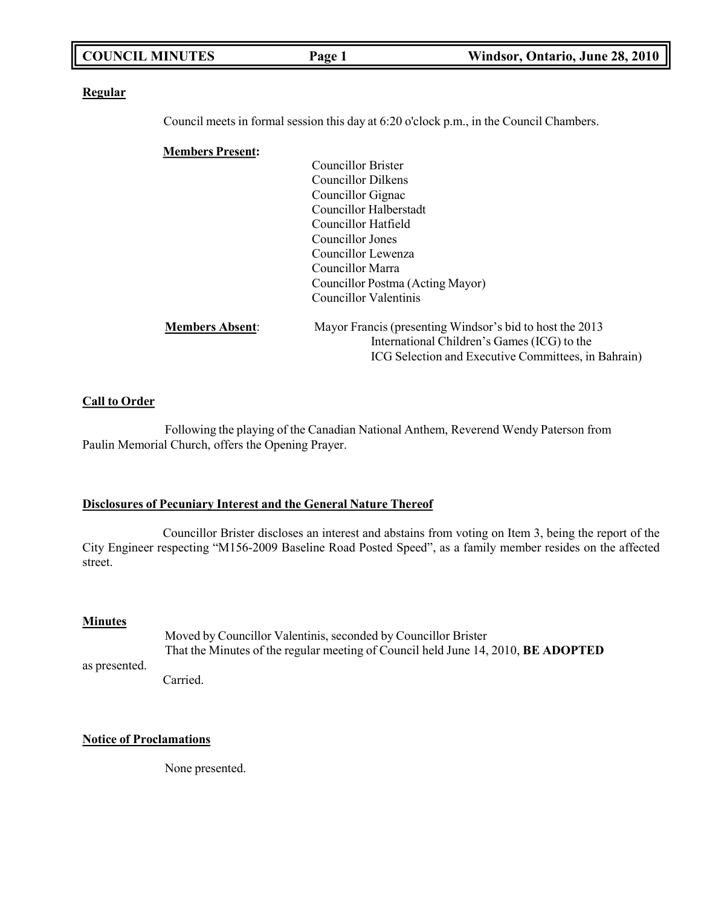**Regular**

Council meets in formal session this day at 6:20 o'clock p.m., in the Council Chambers.

**Members Present:**

Councillor Brister
Councillor Dilkens
Councillor Gignac
Councillor Halberstadt
Councillor Hatfield
Councillor Jones
Councillor Lewenza
Councillor Marra
Councillor Postma (Acting Mayor)
Councillor Valentinis

**Members Absent**: Mayor Francis (presenting Windsor's bid to host the 2013 International Children's Games (ICG) to the ICG Selection and Executive Committees, in Bahrain)

**Call to Order**

Following the playing of the Canadian National Anthem, Reverend Wendy Paterson from Paulin Memorial Church, offers the Opening Prayer.

**Disclosures of Pecuniary Interest and the General Nature Thereof**

Councillor Brister discloses an interest and abstains from voting on Item 3, being the report of the City Engineer respecting "M156-2009 Baseline Road Posted Speed", as a family member resides on the affected street.

**Minutes**

Moved by Councillor Valentinis, seconded by Councillor Brister
That the Minutes of the regular meeting of Council held June 14, 2010, **BE ADOPTED** as presented.
Carried.

**Notice of Proclamations**

None presented.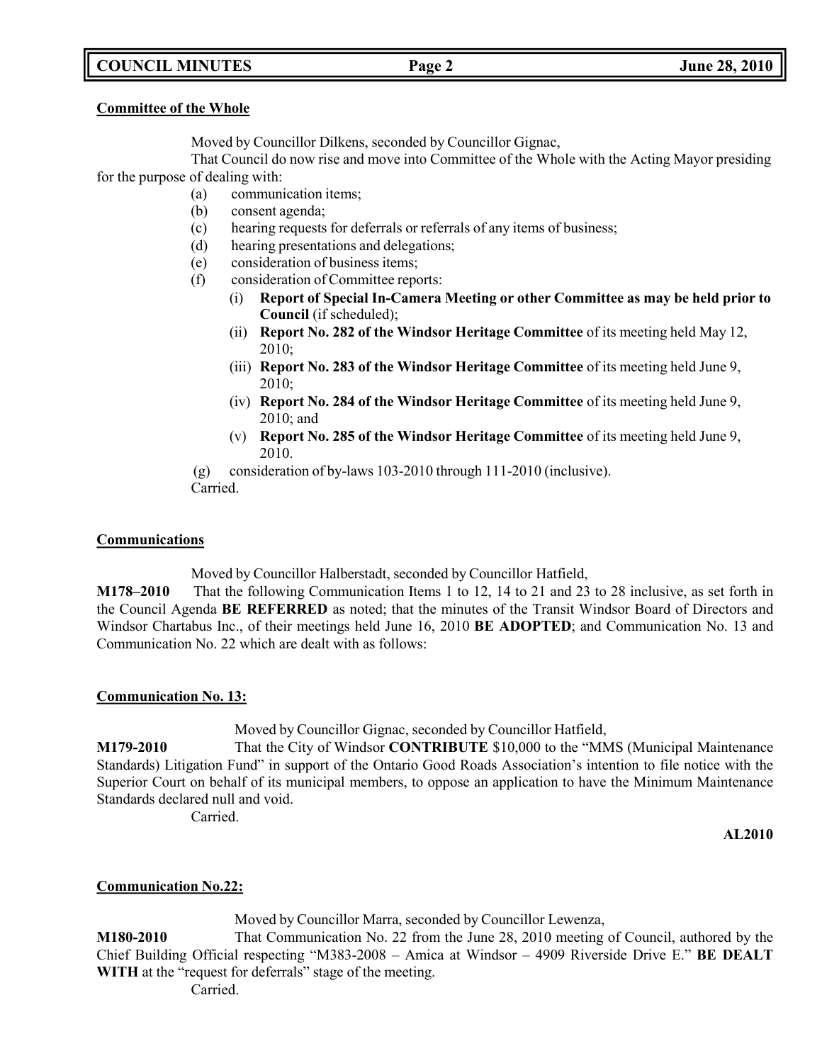**Committee of the Whole**

Moved by Councillor Dilkens, seconded by Councillor Gignac,

That Council do now rise and move into Committee of the Whole with the Acting Mayor presiding for the purpose of dealing with:

- (a) communication items;
- (b) consent agenda;
- (c) hearing requests for deferrals or referrals of any items of business;
- (d) hearing presentations and delegations;
- (e) consideration of business items;
- (f) consideration of Committee reports:
    - (i) **Report of Special In-Camera Meeting or other Committee as may be held prior to Council** (if scheduled);
    - (ii) **Report No. 282 of the Windsor Heritage Committee** of its meeting held May 12, 2010;
    - (iii) **Report No. 283 of the Windsor Heritage Committee** of its meeting held June 9, 2010;
    - (iv) **Report No. 284 of the Windsor Heritage Committee** of its meeting held June 9, 2010; and
    - (v) **Report No. 285 of the Windsor Heritage Committee** of its meeting held June 9, 2010.
- (g) consideration of by-laws 103-2010 through 111-2010 (inclusive).

Carried.

**Communications**

Moved by Councillor Halberstadt, seconded by Councillor Hatfield,

**M178–2010** That the following Communication Items 1 to 12, 14 to 21 and 23 to 28 inclusive, as set forth in the Council Agenda **BE REFERRED** as noted; that the minutes of the Transit Windsor Board of Directors and Windsor Chartabus Inc., of their meetings held June 16, 2010 **BE ADOPTED**; and Communication No. 13 and Communication No. 22 which are dealt with as follows:

**Communication No. 13:**

Moved by Councillor Gignac, seconded by Councillor Hatfield,

**M179-2010** That the City of Windsor **CONTRIBUTE** $10,000 to the "MMS (Municipal Maintenance Standards) Litigation Fund" in support of the Ontario Good Roads Association's intention to file notice with the Superior Court on behalf of its municipal members, to oppose an application to have the Minimum Maintenance Standards declared null and void.

Carried.

**AL2010**

**Communication No.22:**

Moved by Councillor Marra, seconded by Councillor Lewenza,

**M180-2010** That Communication No. 22 from the June 28, 2010 meeting of Council, authored by the Chief Building Official respecting "M383-2008 – Amica at Windsor – 4909 Riverside Drive E." **BE DEALT WITH** at the "request for deferrals" stage of the meeting.

Carried.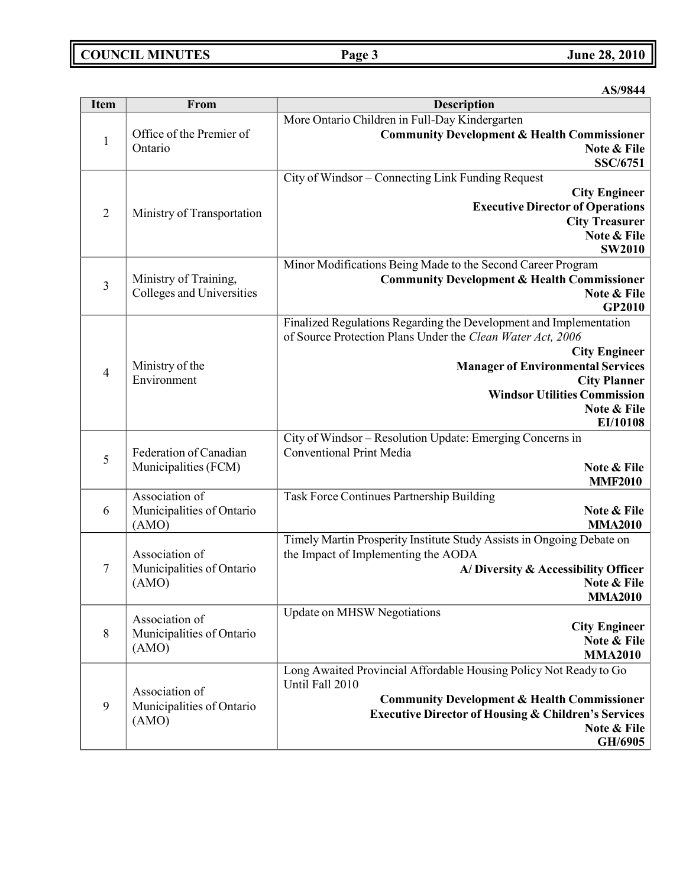**AS/9844**

| Item | From | Description |
|---|---|---|
| 1 | Office of the Premier of Ontario | More Ontario Children in Full-Day Kindergarten<br>**Community Development & Health Commissioner**<br>**Note & File**<br>**SSC/6751** |
| 2 | Ministry of Transportation | City of Windsor – Connecting Link Funding Request<br>**City Engineer**<br>**Executive Director of Operations**<br>**City Treasurer**<br>**Note & File**<br>**SW2010** |
| 3 | Ministry of Training, Colleges and Universities | Minor Modifications Being Made to the Second Career Program<br>**Community Development & Health Commissioner**<br>**Note & File**<br>**GP2010** |
| 4 | Ministry of the Environment | Finalized Regulations Regarding the Development and Implementation of Source Protection Plans Under the *Clean Water Act, 2006*<br>**City Engineer**<br>**Manager of Environmental Services**<br>**City Planner**<br>**Windsor Utilities Commission**<br>**Note & File**<br>**EI/10108** |
| 5 | Federation of Canadian Municipalities (FCM) | City of Windsor – Resolution Update: Emerging Concerns in Conventional Print Media<br>**Note & File**<br>**MMF2010** |
| 6 | Association of Municipalities of Ontario (AMO) | Task Force Continues Partnership Building<br>**Note & File**<br>**MMA2010** |
| 7 | Association of Municipalities of Ontario (AMO) | Timely Martin Prosperity Institute Study Assists in Ongoing Debate on the Impact of Implementing the AODA<br>**A/ Diversity & Accessibility Officer**<br>**Note & File**<br>**MMA2010** |
| 8 | Association of Municipalities of Ontario (AMO) | Update on MHSW Negotiations<br>**City Engineer**<br>**Note & File**<br>**MMA2010** |
| 9 | Association of Municipalities of Ontario (AMO) | Long Awaited Provincial Affordable Housing Policy Not Ready to Go Until Fall 2010<br>**Community Development & Health Commissioner**<br>**Executive Director of Housing & Children's Services**<br>**Note & File**<br>**GH/6905** |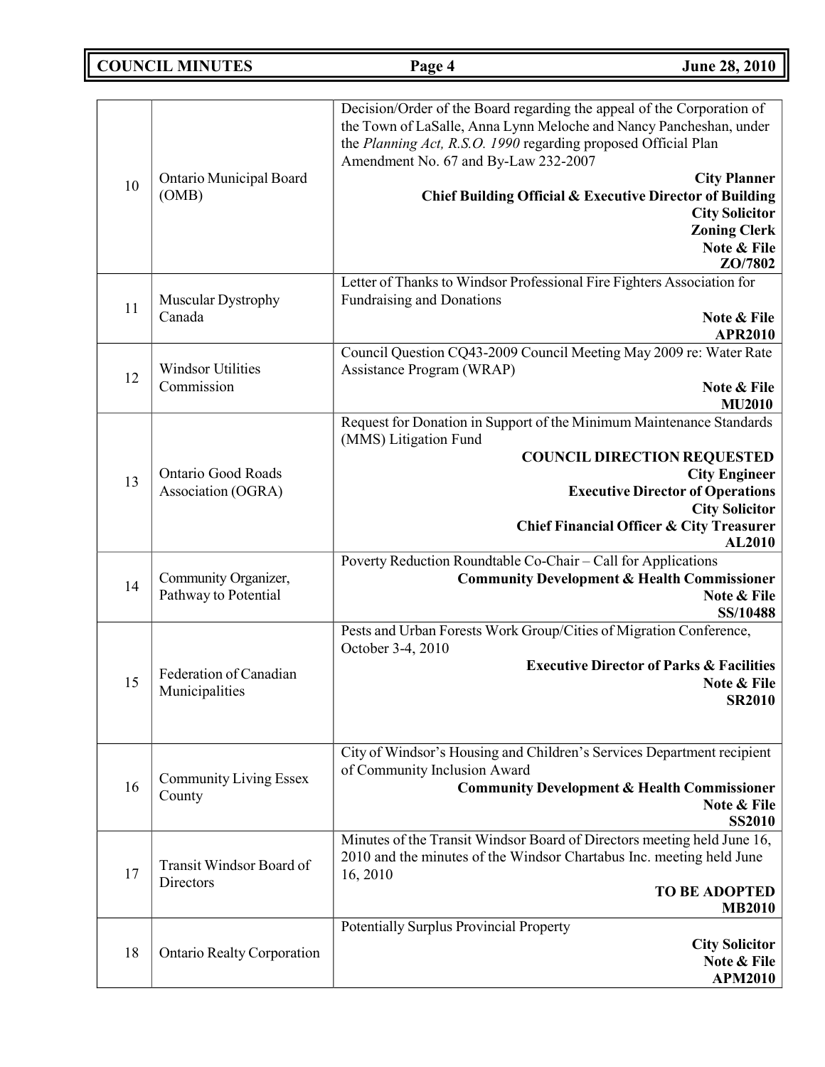| 10 | Ontario Municipal Board (OMB) | Decision/Order of the Board regarding the appeal of the Corporation of the Town of LaSalle, Anna Lynn Meloche and Nancy Pancheshan, under the *Planning Act, R.S.O. 1990* regarding proposed Official Plan Amendment No. 67 and By-Law 232-2007<br>**City Planner**<br>**Chief Building Official & Executive Director of Building**<br>**City Solicitor**<br>**Zoning Clerk**<br>**Note & File**<br>**ZO/7802** |
|---|---|---|
| 11 | Muscular Dystrophy Canada | Letter of Thanks to Windsor Professional Fire Fighters Association for Fundraising and Donations<br>**Note & File**<br>**APR2010** |
| 12 | Windsor Utilities Commission | Council Question CQ43-2009 Council Meeting May 2009 re: Water Rate Assistance Program (WRAP)<br>**Note & File**<br>**MU2010** |
| 13 | Ontario Good Roads Association (OGRA) | Request for Donation in Support of the Minimum Maintenance Standards (MMS) Litigation Fund<br>**COUNCIL DIRECTION REQUESTED**<br>**City Engineer**<br>**Executive Director of Operations**<br>**City Solicitor**<br>**Chief Financial Officer & City Treasurer**<br>**AL2010** |
| 14 | Community Organizer, Pathway to Potential | Poverty Reduction Roundtable Co-Chair – Call for Applications<br>**Community Development & Health Commissioner**<br>**Note & File**<br>**SS/10488** |
| 15 | Federation of Canadian Municipalities | Pests and Urban Forests Work Group/Cities of Migration Conference, October 3-4, 2010<br>**Executive Director of Parks & Facilities**<br>**Note & File**<br>**SR2010** |
| 16 | Community Living Essex County | City of Windsor's Housing and Children's Services Department recipient of Community Inclusion Award<br>**Community Development & Health Commissioner**<br>**Note & File**<br>**SS2010** |
| 17 | Transit Windsor Board of Directors | Minutes of the Transit Windsor Board of Directors meeting held June 16, 2010 and the minutes of the Windsor Chartabus Inc. meeting held June 16, 2010<br>**TO BE ADOPTED**<br>**MB2010** |
| 18 | Ontario Realty Corporation | Potentially Surplus Provincial Property<br>**City Solicitor**<br>**Note & File**<br>**APM2010** |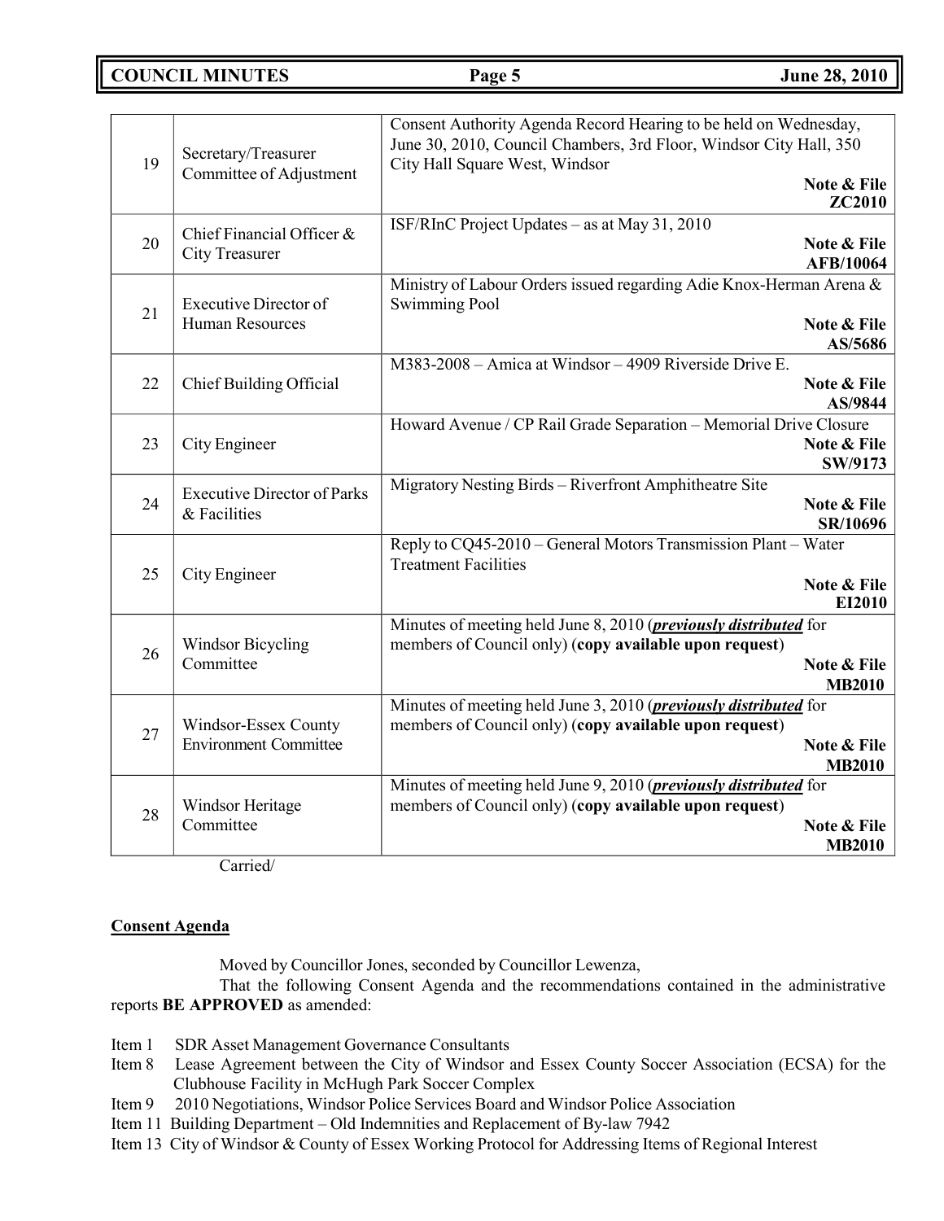| | | |
|---|---|---|
| 19 | Secretary/Treasurer Committee of Adjustment | Consent Authority Agenda Record Hearing to be held on Wednesday, June 30, 2010, Council Chambers, 3rd Floor, Windsor City Hall, 350 City Hall Square West, Windsor **Note & File ZC2010** |
| 20 | Chief Financial Officer & City Treasurer | ISF/RInC Project Updates – as at May 31, 2010 **Note & File AFB/10064** |
| 21 | Executive Director of Human Resources | Ministry of Labour Orders issued regarding Adie Knox-Herman Arena & Swimming Pool **Note & File AS/5686** |
| 22 | Chief Building Official | M383-2008 – Amica at Windsor – 4909 Riverside Drive E. **Note & File AS/9844** |
| 23 | City Engineer | Howard Avenue / CP Rail Grade Separation – Memorial Drive Closure **Note & File SW/9173** |
| 24 | Executive Director of Parks & Facilities | Migratory Nesting Birds – Riverfront Amphitheatre Site **Note & File SR/10696** |
| 25 | City Engineer | Reply to CQ45-2010 – General Motors Transmission Plant – Water Treatment Facilities **Note & File EI2010** |
| 26 | Windsor Bicycling Committee | Minutes of meeting held June 8, 2010 (***previously distributed*** for members of Council only) (**copy available upon request**) **Note & File MB2010** |
| 27 | Windsor-Essex County Environment Committee | Minutes of meeting held June 3, 2010 (***previously distributed*** for members of Council only) (**copy available upon request**) **Note & File MB2010** |
| 28 | Windsor Heritage Committee | Minutes of meeting held June 9, 2010 (***previously distributed*** for members of Council only) (**copy available upon request**) **Note & File MB2010** |

Carried/

**Consent Agenda**

Moved by Councillor Jones, seconded by Councillor Lewenza,

That the following Consent Agenda and the recommendations contained in the administrative reports **BE APPROVED** as amended:

Item 1 SDR Asset Management Governance Consultants
Item 8 Lease Agreement between the City of Windsor and Essex County Soccer Association (ECSA) for the Clubhouse Facility in McHugh Park Soccer Complex
Item 9 2010 Negotiations, Windsor Police Services Board and Windsor Police Association
Item 11 Building Department – Old Indemnities and Replacement of By-law 7942
Item 13 City of Windsor & County of Essex Working Protocol for Addressing Items of Regional Interest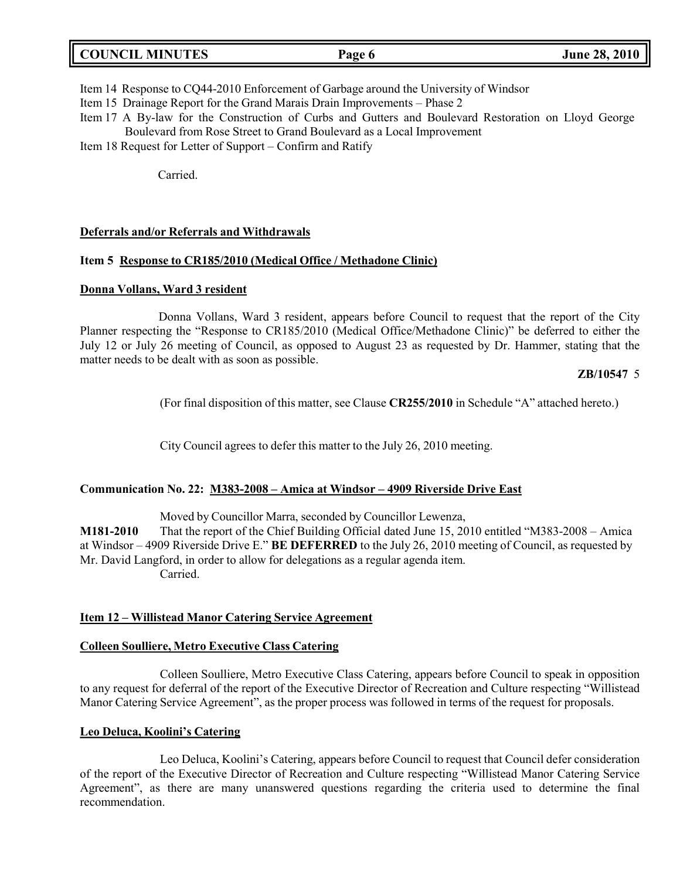Item 14 Response to CQ44-2010 Enforcement of Garbage around the University of Windsor

Item 15 Drainage Report for the Grand Marais Drain Improvements – Phase 2

Item 17 A By-law for the Construction of Curbs and Gutters and Boulevard Restoration on Lloyd George Boulevard from Rose Street to Grand Boulevard as a Local Improvement

Item 18 Request for Letter of Support – Confirm and Ratify

Carried.

**Deferrals and/or Referrals and Withdrawals**

**Item 5 Response to CR185/2010 (Medical Office / Methadone Clinic)**

**Donna Vollans, Ward 3 resident**

Donna Vollans, Ward 3 resident, appears before Council to request that the report of the City Planner respecting the "Response to CR185/2010 (Medical Office/Methadone Clinic)" be deferred to either the July 12 or July 26 meeting of Council, as opposed to August 23 as requested by Dr. Hammer, stating that the matter needs to be dealt with as soon as possible.

**ZB/10547** 5

(For final disposition of this matter, see Clause **CR255/2010** in Schedule "A" attached hereto.)

City Council agrees to defer this matter to the July 26, 2010 meeting.

**Communication No. 22: M383-2008 – Amica at Windsor – 4909 Riverside Drive East**

Moved by Councillor Marra, seconded by Councillor Lewenza,

**M181-2010** That the report of the Chief Building Official dated June 15, 2010 entitled "M383-2008 – Amica at Windsor – 4909 Riverside Drive E." **BE DEFERRED** to the July 26, 2010 meeting of Council, as requested by Mr. David Langford, in order to allow for delegations as a regular agenda item.

Carried.

**Item 12 – Willistead Manor Catering Service Agreement**

**Colleen Soulliere, Metro Executive Class Catering**

Colleen Soulliere, Metro Executive Class Catering, appears before Council to speak in opposition to any request for deferral of the report of the Executive Director of Recreation and Culture respecting "Willistead Manor Catering Service Agreement", as the proper process was followed in terms of the request for proposals.

**Leo Deluca, Koolini's Catering**

Leo Deluca, Koolini's Catering, appears before Council to request that Council defer consideration of the report of the Executive Director of Recreation and Culture respecting "Willistead Manor Catering Service Agreement", as there are many unanswered questions regarding the criteria used to determine the final recommendation.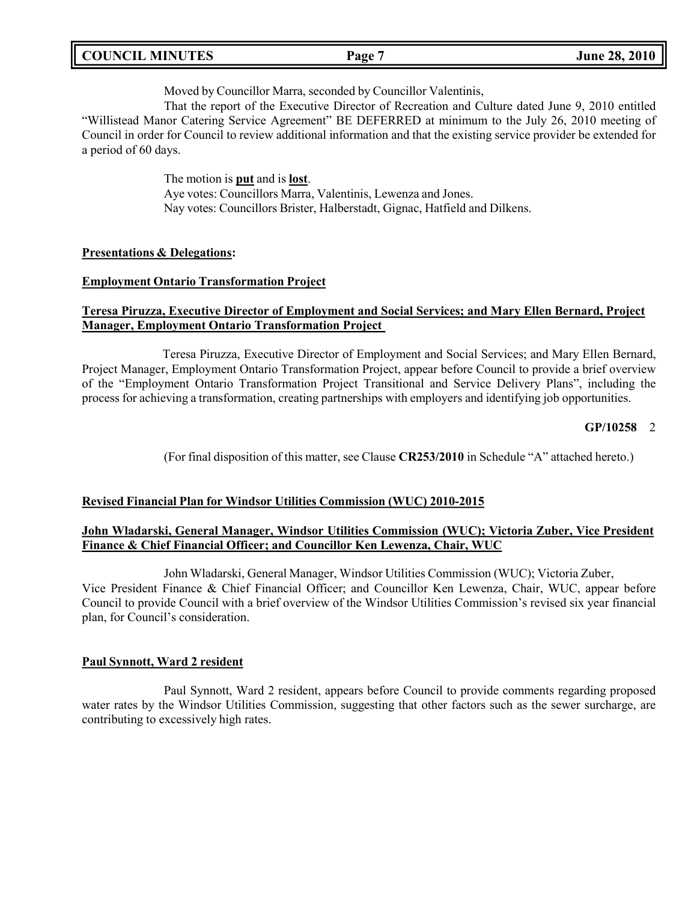Moved by Councillor Marra, seconded by Councillor Valentinis,

That the report of the Executive Director of Recreation and Culture dated June 9, 2010 entitled "Willistead Manor Catering Service Agreement" BE DEFERRED at minimum to the July 26, 2010 meeting of Council in order for Council to review additional information and that the existing service provider be extended for a period of 60 days.

The motion is **put** and is **lost**.
Aye votes: Councillors Marra, Valentinis, Lewenza and Jones.
Nay votes: Councillors Brister, Halberstadt, Gignac, Hatfield and Dilkens.

**Presentations & Delegations:**

**Employment Ontario Transformation Project**

**Teresa Piruzza, Executive Director of Employment and Social Services; and Mary Ellen Bernard, Project Manager, Employment Ontario Transformation Project**

Teresa Piruzza, Executive Director of Employment and Social Services; and Mary Ellen Bernard, Project Manager, Employment Ontario Transformation Project, appear before Council to provide a brief overview of the "Employment Ontario Transformation Project Transitional and Service Delivery Plans", including the process for achieving a transformation, creating partnerships with employers and identifying job opportunities.

**GP/10258** 2

(For final disposition of this matter, see Clause **CR253/2010** in Schedule "A" attached hereto.)

**Revised Financial Plan for Windsor Utilities Commission (WUC) 2010-2015**

**John Wladarski, General Manager, Windsor Utilities Commission (WUC); Victoria Zuber, Vice President Finance & Chief Financial Officer; and Councillor Ken Lewenza, Chair, WUC**

John Wladarski, General Manager, Windsor Utilities Commission (WUC); Victoria Zuber, Vice President Finance & Chief Financial Officer; and Councillor Ken Lewenza, Chair, WUC, appear before Council to provide Council with a brief overview of the Windsor Utilities Commission's revised six year financial plan, for Council's consideration.

**Paul Synnott, Ward 2 resident**

Paul Synnott, Ward 2 resident, appears before Council to provide comments regarding proposed water rates by the Windsor Utilities Commission, suggesting that other factors such as the sewer surcharge, are contributing to excessively high rates.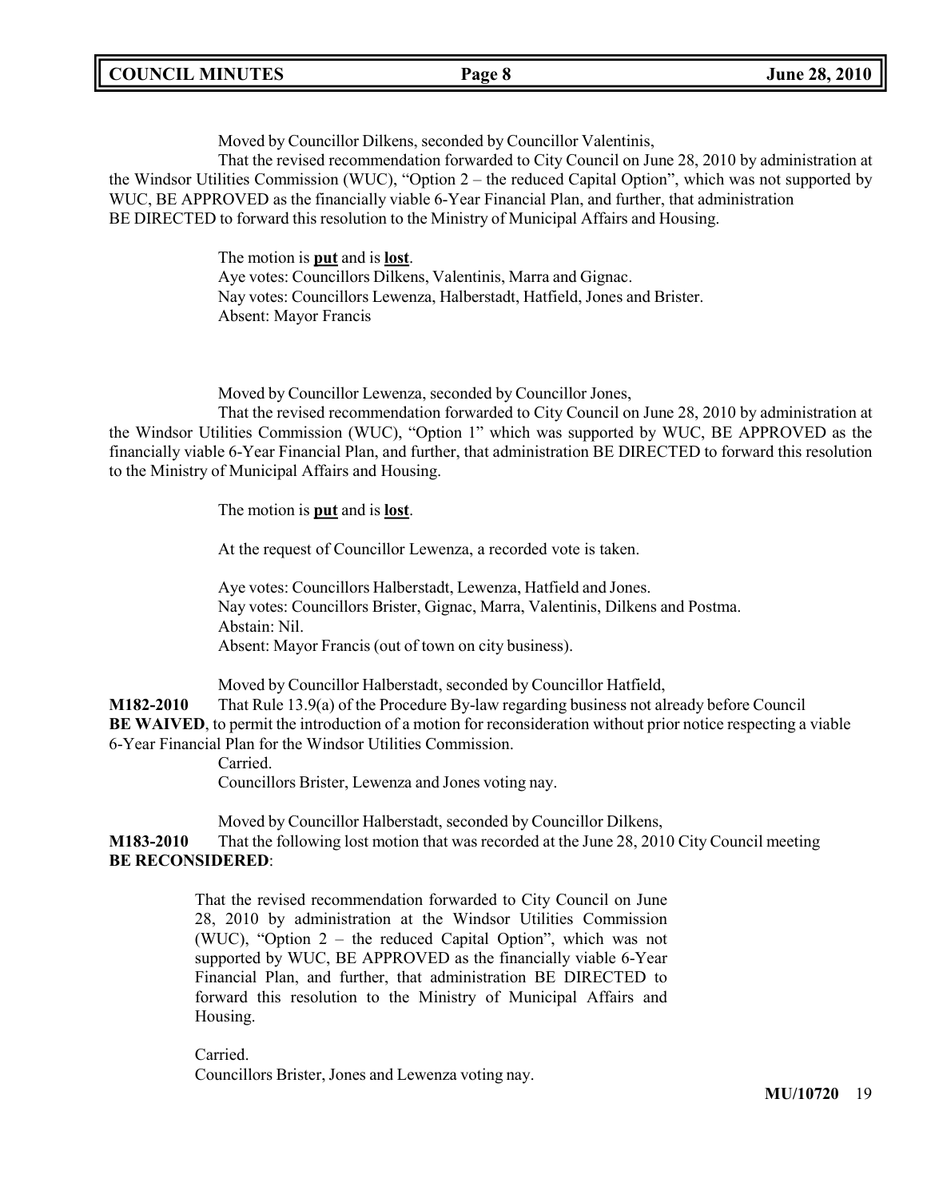Moved by Councillor Dilkens, seconded by Councillor Valentinis,

That the revised recommendation forwarded to City Council on June 28, 2010 by administration at the Windsor Utilities Commission (WUC), "Option 2 – the reduced Capital Option", which was not supported by WUC, BE APPROVED as the financially viable 6-Year Financial Plan, and further, that administration BE DIRECTED to forward this resolution to the Ministry of Municipal Affairs and Housing.

The motion is **put** and is **lost**.
Aye votes: Councillors Dilkens, Valentinis, Marra and Gignac.
Nay votes: Councillors Lewenza, Halberstadt, Hatfield, Jones and Brister.
Absent: Mayor Francis

Moved by Councillor Lewenza, seconded by Councillor Jones,

That the revised recommendation forwarded to City Council on June 28, 2010 by administration at the Windsor Utilities Commission (WUC), "Option 1" which was supported by WUC, BE APPROVED as the financially viable 6-Year Financial Plan, and further, that administration BE DIRECTED to forward this resolution to the Ministry of Municipal Affairs and Housing.

The motion is **put** and is **lost**.

At the request of Councillor Lewenza, a recorded vote is taken.

Aye votes: Councillors Halberstadt, Lewenza, Hatfield and Jones.
Nay votes: Councillors Brister, Gignac, Marra, Valentinis, Dilkens and Postma.
Abstain: Nil.
Absent: Mayor Francis (out of town on city business).

Moved by Councillor Halberstadt, seconded by Councillor Hatfield,

**M182-2010** That Rule 13.9(a) of the Procedure By-law regarding business not already before Council **BE WAIVED**, to permit the introduction of a motion for reconsideration without prior notice respecting a viable 6-Year Financial Plan for the Windsor Utilities Commission.

Carried.
Councillors Brister, Lewenza and Jones voting nay.

Moved by Councillor Halberstadt, seconded by Councillor Dilkens,

**M183-2010** That the following lost motion that was recorded at the June 28, 2010 City Council meeting **BE RECONSIDERED**:

> That the revised recommendation forwarded to City Council on June 28, 2010 by administration at the Windsor Utilities Commission (WUC), "Option 2 – the reduced Capital Option", which was not supported by WUC, BE APPROVED as the financially viable 6-Year Financial Plan, and further, that administration BE DIRECTED to forward this resolution to the Ministry of Municipal Affairs and Housing.

Carried.
Councillors Brister, Jones and Lewenza voting nay.

**MU/10720** 19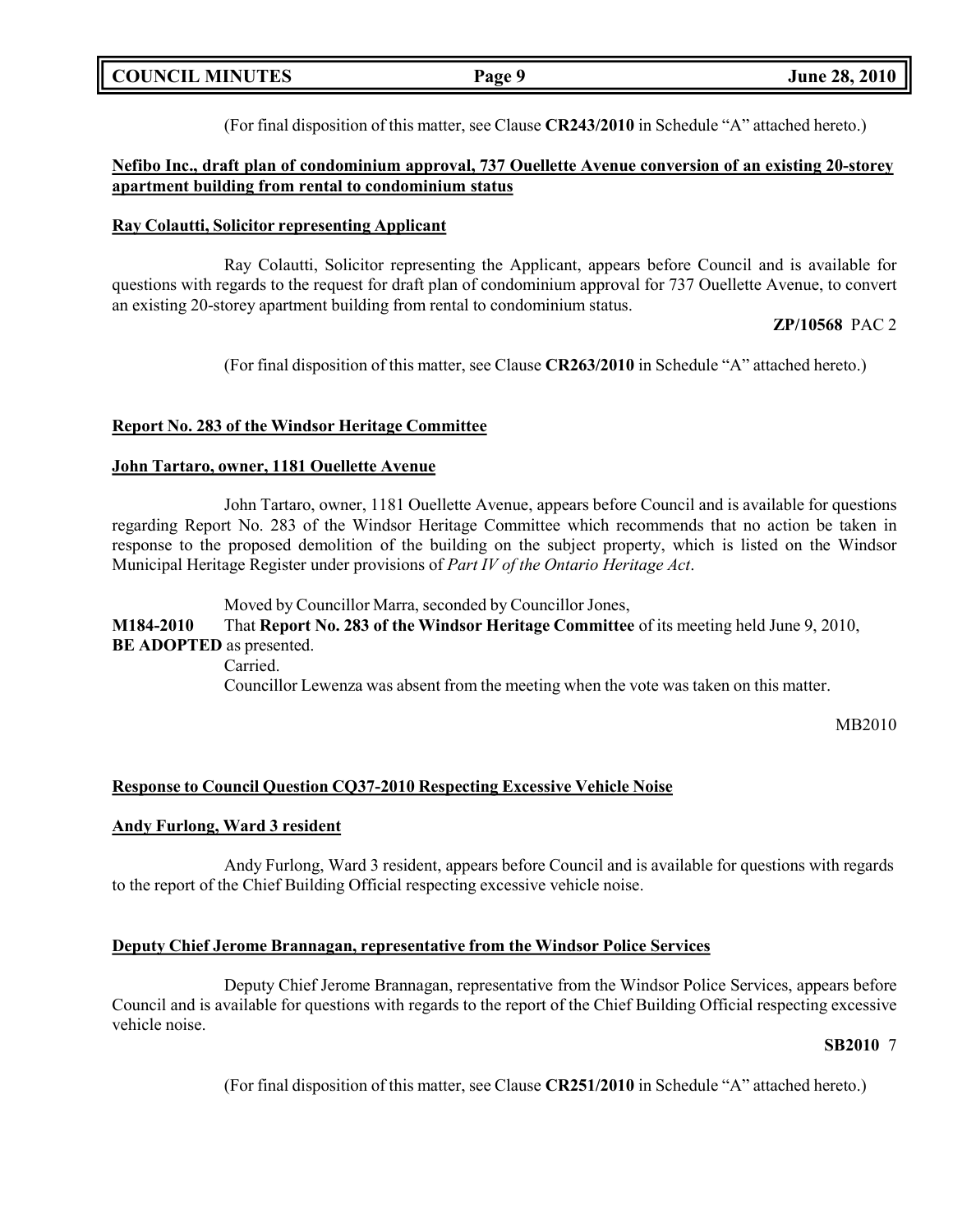(For final disposition of this matter, see Clause **CR243/2010** in Schedule "A" attached hereto.)

**Nefibo Inc., draft plan of condominium approval, 737 Ouellette Avenue conversion of an existing 20-storey apartment building from rental to condominium status**

**Ray Colautti, Solicitor representing Applicant**

Ray Colautti, Solicitor representing the Applicant, appears before Council and is available for questions with regards to the request for draft plan of condominium approval for 737 Ouellette Avenue, to convert an existing 20-storey apartment building from rental to condominium status.

**ZP/10568** PAC 2

(For final disposition of this matter, see Clause **CR263/2010** in Schedule "A" attached hereto.)

**Report No. 283 of the Windsor Heritage Committee**

**John Tartaro, owner, 1181 Ouellette Avenue**

John Tartaro, owner, 1181 Ouellette Avenue, appears before Council and is available for questions regarding Report No. 283 of the Windsor Heritage Committee which recommends that no action be taken in response to the proposed demolition of the building on the subject property, which is listed on the Windsor Municipal Heritage Register under provisions of *Part IV of the Ontario Heritage Act*.

Moved by Councillor Marra, seconded by Councillor Jones,

**M184-2010** That **Report No. 283 of the Windsor Heritage Committee** of its meeting held June 9, 2010, **BE ADOPTED** as presented.

Carried.

Councillor Lewenza was absent from the meeting when the vote was taken on this matter.

MB2010

**Response to Council Question CQ37-2010 Respecting Excessive Vehicle Noise**

**Andy Furlong, Ward 3 resident**

Andy Furlong, Ward 3 resident, appears before Council and is available for questions with regards to the report of the Chief Building Official respecting excessive vehicle noise.

**Deputy Chief Jerome Brannagan, representative from the Windsor Police Services**

Deputy Chief Jerome Brannagan, representative from the Windsor Police Services, appears before Council and is available for questions with regards to the report of the Chief Building Official respecting excessive vehicle noise.

**SB2010** 7

(For final disposition of this matter, see Clause **CR251/2010** in Schedule "A" attached hereto.)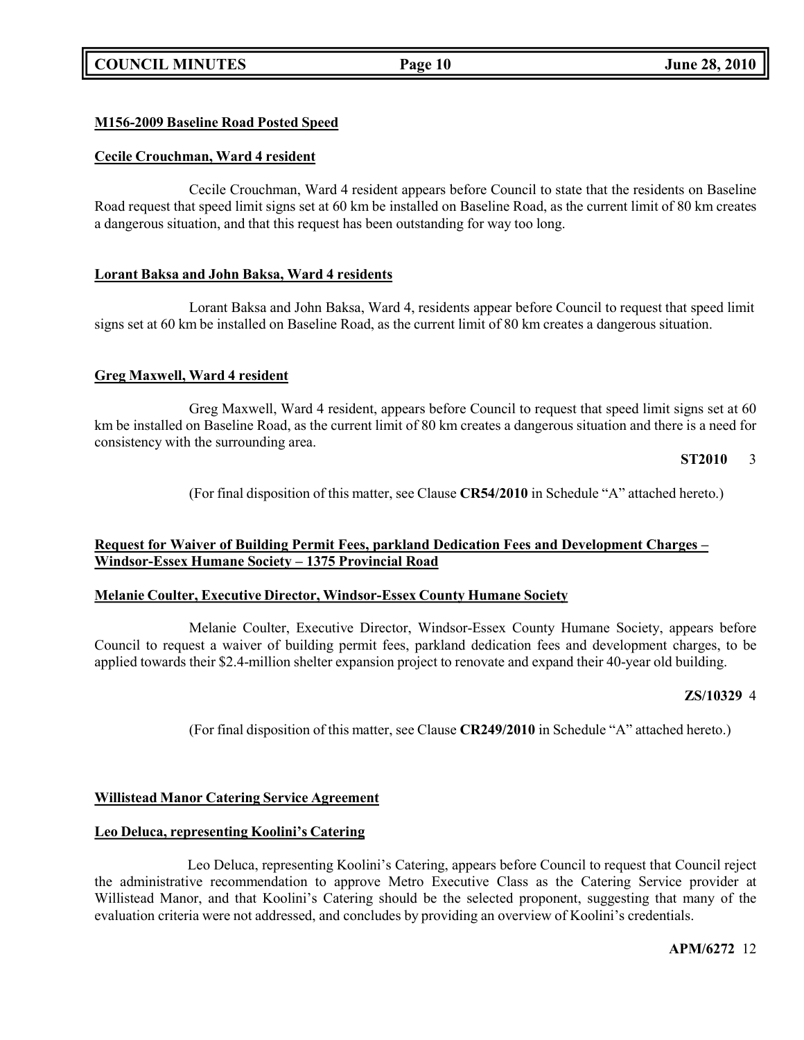**M156-2009 Baseline Road Posted Speed**

**Cecile Crouchman, Ward 4 resident**

Cecile Crouchman, Ward 4 resident appears before Council to state that the residents on Baseline Road request that speed limit signs set at 60 km be installed on Baseline Road, as the current limit of 80 km creates a dangerous situation, and that this request has been outstanding for way too long.

**Lorant Baksa and John Baksa, Ward 4 residents**

Lorant Baksa and John Baksa, Ward 4, residents appear before Council to request that speed limit signs set at 60 km be installed on Baseline Road, as the current limit of 80 km creates a dangerous situation.

**Greg Maxwell, Ward 4 resident**

Greg Maxwell, Ward 4 resident, appears before Council to request that speed limit signs set at 60 km be installed on Baseline Road, as the current limit of 80 km creates a dangerous situation and there is a need for consistency with the surrounding area.

**ST2010** 3

(For final disposition of this matter, see Clause **CR54/2010** in Schedule "A" attached hereto.)

**Request for Waiver of Building Permit Fees, parkland Dedication Fees and Development Charges – Windsor-Essex Humane Society – 1375 Provincial Road**

**Melanie Coulter, Executive Director, Windsor-Essex County Humane Society**

Melanie Coulter, Executive Director, Windsor-Essex County Humane Society, appears before Council to request a waiver of building permit fees, parkland dedication fees and development charges, to be applied towards their $2.4-million shelter expansion project to renovate and expand their 40-year old building.

**ZS/10329** 4

(For final disposition of this matter, see Clause **CR249/2010** in Schedule "A" attached hereto.)

**Willistead Manor Catering Service Agreement**

**Leo Deluca, representing Koolini's Catering**

Leo Deluca, representing Koolini's Catering, appears before Council to request that Council reject the administrative recommendation to approve Metro Executive Class as the Catering Service provider at Willistead Manor, and that Koolini's Catering should be the selected proponent, suggesting that many of the evaluation criteria were not addressed, and concludes by providing an overview of Koolini's credentials.

**APM/6272** 12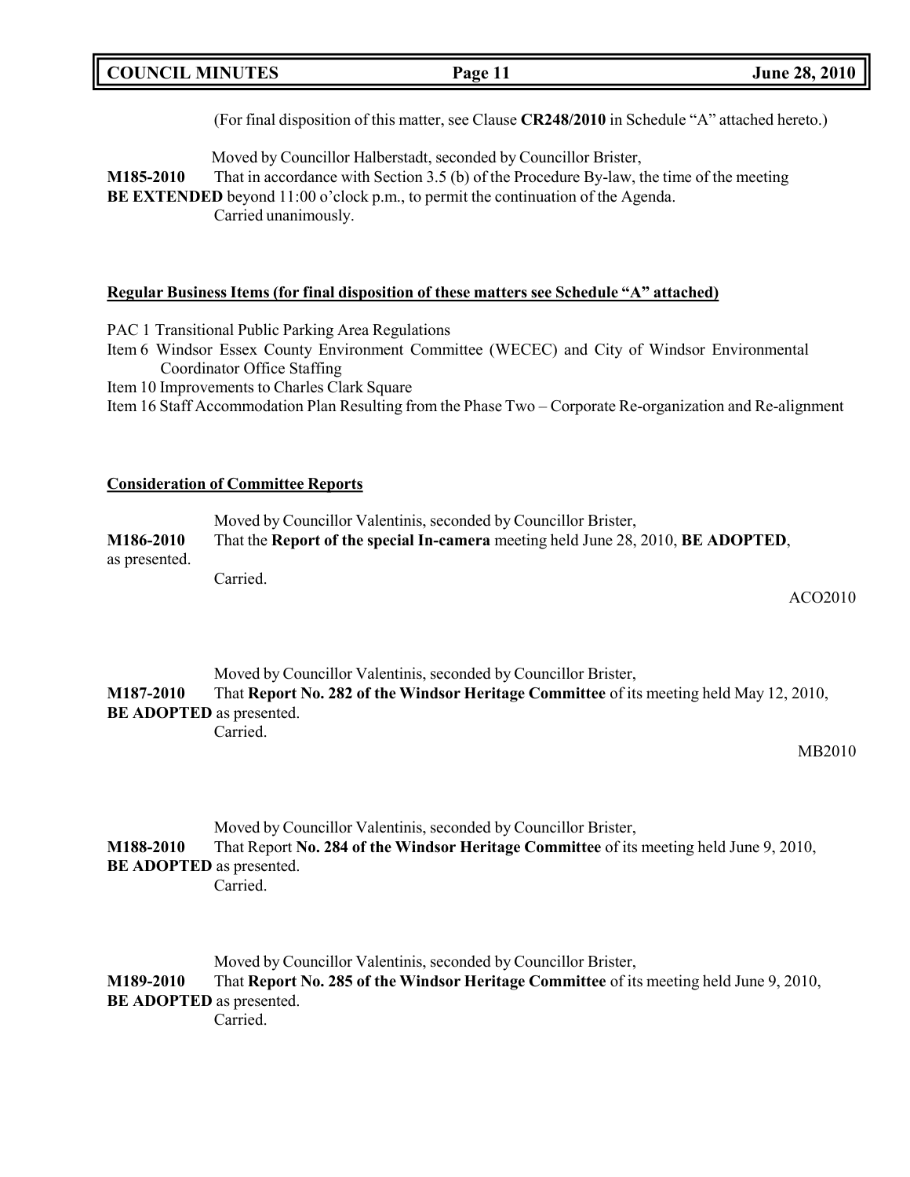(For final disposition of this matter, see Clause **CR248/2010** in Schedule "A" attached hereto.)

Moved by Councillor Halberstadt, seconded by Councillor Brister,

**M185-2010** That in accordance with Section 3.5 (b) of the Procedure By-law, the time of the meeting **BE EXTENDED** beyond 11:00 o'clock p.m., to permit the continuation of the Agenda.
Carried unanimously.

**Regular Business Items (for final disposition of these matters see Schedule "A" attached)**

PAC 1 Transitional Public Parking Area Regulations
Item 6 Windsor Essex County Environment Committee (WECEC) and City of Windsor Environmental Coordinator Office Staffing
Item 10 Improvements to Charles Clark Square
Item 16 Staff Accommodation Plan Resulting from the Phase Two – Corporate Re-organization and Re-alignment

**Consideration of Committee Reports**

Moved by Councillor Valentinis, seconded by Councillor Brister,

**M186-2010** That the **Report of the special In-camera** meeting held June 28, 2010, **BE ADOPTED**, as presented.
Carried.

ACO2010

Moved by Councillor Valentinis, seconded by Councillor Brister,

**M187-2010** That **Report No. 282 of the Windsor Heritage Committee** of its meeting held May 12, 2010, **BE ADOPTED** as presented.
Carried.

MB2010

Moved by Councillor Valentinis, seconded by Councillor Brister,

**M188-2010** That Report **No. 284 of the Windsor Heritage Committee** of its meeting held June 9, 2010, **BE ADOPTED** as presented.
Carried.

Moved by Councillor Valentinis, seconded by Councillor Brister,

**M189-2010** That **Report No. 285 of the Windsor Heritage Committee** of its meeting held June 9, 2010, **BE ADOPTED** as presented.
Carried.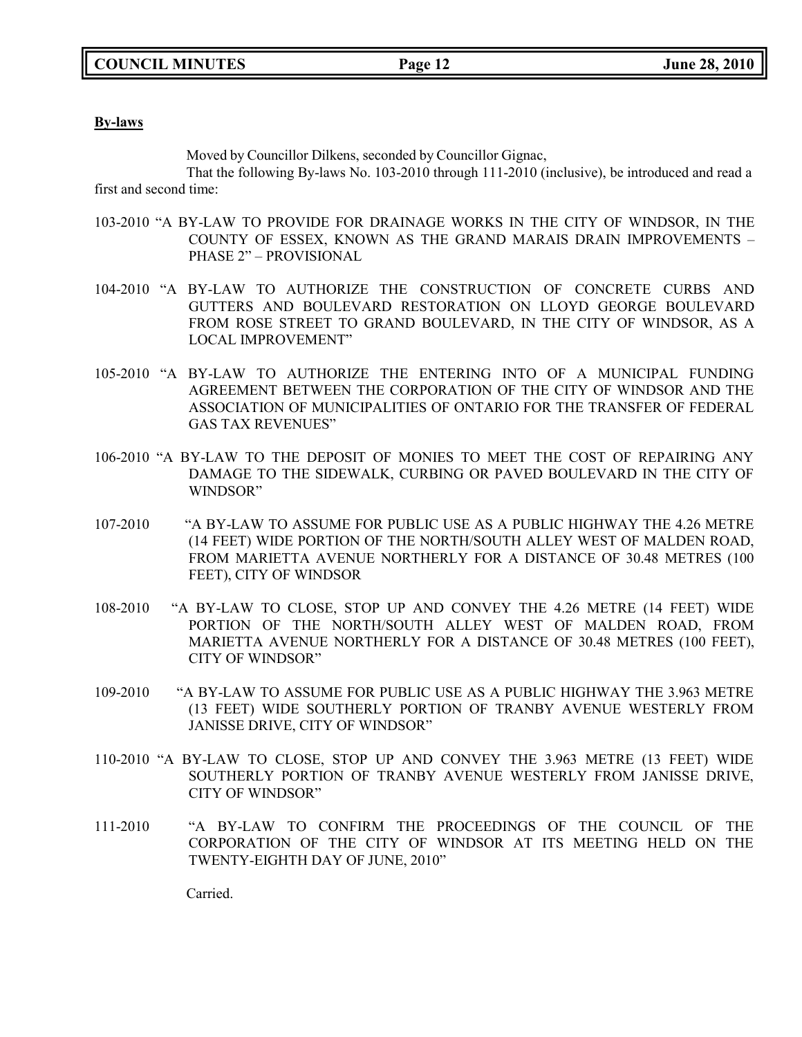**By-laws**

Moved by Councillor Dilkens, seconded by Councillor Gignac,

That the following By-laws No. 103-2010 through 111-2010 (inclusive), be introduced and read a first and second time:

103-2010 "A BY-LAW TO PROVIDE FOR DRAINAGE WORKS IN THE CITY OF WINDSOR, IN THE COUNTY OF ESSEX, KNOWN AS THE GRAND MARAIS DRAIN IMPROVEMENTS – PHASE 2" – PROVISIONAL

104-2010 "A BY-LAW TO AUTHORIZE THE CONSTRUCTION OF CONCRETE CURBS AND GUTTERS AND BOULEVARD RESTORATION ON LLOYD GEORGE BOULEVARD FROM ROSE STREET TO GRAND BOULEVARD, IN THE CITY OF WINDSOR, AS A LOCAL IMPROVEMENT"

105-2010 "A BY-LAW TO AUTHORIZE THE ENTERING INTO OF A MUNICIPAL FUNDING AGREEMENT BETWEEN THE CORPORATION OF THE CITY OF WINDSOR AND THE ASSOCIATION OF MUNICIPALITIES OF ONTARIO FOR THE TRANSFER OF FEDERAL GAS TAX REVENUES"

106-2010 "A BY-LAW TO THE DEPOSIT OF MONIES TO MEET THE COST OF REPAIRING ANY DAMAGE TO THE SIDEWALK, CURBING OR PAVED BOULEVARD IN THE CITY OF WINDSOR"

107-2010 "A BY-LAW TO ASSUME FOR PUBLIC USE AS A PUBLIC HIGHWAY THE 4.26 METRE (14 FEET) WIDE PORTION OF THE NORTH/SOUTH ALLEY WEST OF MALDEN ROAD, FROM MARIETTA AVENUE NORTHERLY FOR A DISTANCE OF 30.48 METRES (100 FEET), CITY OF WINDSOR

108-2010 "A BY-LAW TO CLOSE, STOP UP AND CONVEY THE 4.26 METRE (14 FEET) WIDE PORTION OF THE NORTH/SOUTH ALLEY WEST OF MALDEN ROAD, FROM MARIETTA AVENUE NORTHERLY FOR A DISTANCE OF 30.48 METRES (100 FEET), CITY OF WINDSOR"

109-2010 "A BY-LAW TO ASSUME FOR PUBLIC USE AS A PUBLIC HIGHWAY THE 3.963 METRE (13 FEET) WIDE SOUTHERLY PORTION OF TRANBY AVENUE WESTERLY FROM JANISSE DRIVE, CITY OF WINDSOR"

110-2010 "A BY-LAW TO CLOSE, STOP UP AND CONVEY THE 3.963 METRE (13 FEET) WIDE SOUTHERLY PORTION OF TRANBY AVENUE WESTERLY FROM JANISSE DRIVE, CITY OF WINDSOR"

111-2010 "A BY-LAW TO CONFIRM THE PROCEEDINGS OF THE COUNCIL OF THE CORPORATION OF THE CITY OF WINDSOR AT ITS MEETING HELD ON THE TWENTY-EIGHTH DAY OF JUNE, 2010"

Carried.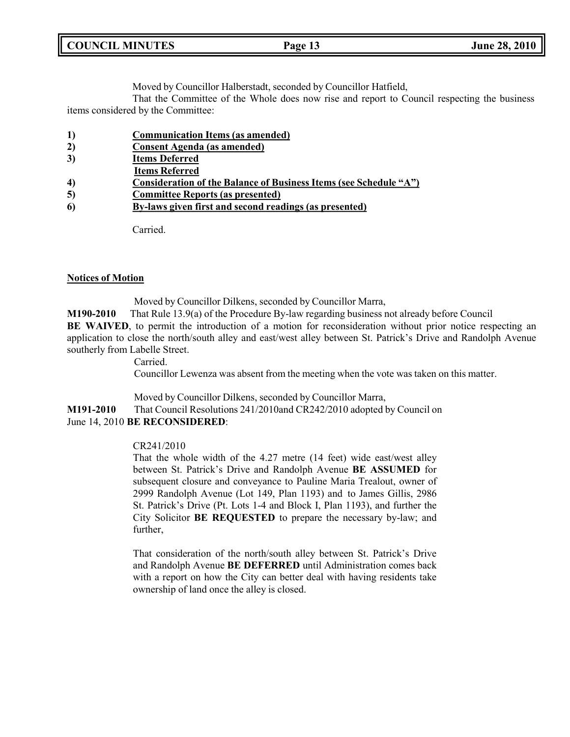Moved by Councillor Halberstadt, seconded by Councillor Hatfield,

That the Committee of the Whole does now rise and report to Council respecting the business items considered by the Committee:

1) **Communication Items (as amended)**
2) **Consent Agenda (as amended)**
3) **Items Deferred**
   **Items Referred**
4) **Consideration of the Balance of Business Items (see Schedule "A")**
5) **Committee Reports (as presented)**
6) **By-laws given first and second readings (as presented)**

Carried.

**Notices of Motion**

Moved by Councillor Dilkens, seconded by Councillor Marra,

**M190-2010** That Rule 13.9(a) of the Procedure By-law regarding business not already before Council **BE WAIVED**, to permit the introduction of a motion for reconsideration without prior notice respecting an application to close the north/south alley and east/west alley between St. Patrick's Drive and Randolph Avenue southerly from Labelle Street.

Carried.

Councillor Lewenza was absent from the meeting when the vote was taken on this matter.

Moved by Councillor Dilkens, seconded by Councillor Marra,

**M191-2010** That Council Resolutions 241/2010and CR242/2010 adopted by Council on June 14, 2010 **BE RECONSIDERED**:

CR241/2010

That the whole width of the 4.27 metre (14 feet) wide east/west alley between St. Patrick's Drive and Randolph Avenue **BE ASSUMED** for subsequent closure and conveyance to Pauline Maria Trealout, owner of 2999 Randolph Avenue (Lot 149, Plan 1193) and to James Gillis, 2986 St. Patrick's Drive (Pt. Lots 1-4 and Block I, Plan 1193), and further the City Solicitor **BE REQUESTED** to prepare the necessary by-law; and further,

That consideration of the north/south alley between St. Patrick's Drive and Randolph Avenue **BE DEFERRED** until Administration comes back with a report on how the City can better deal with having residents take ownership of land once the alley is closed.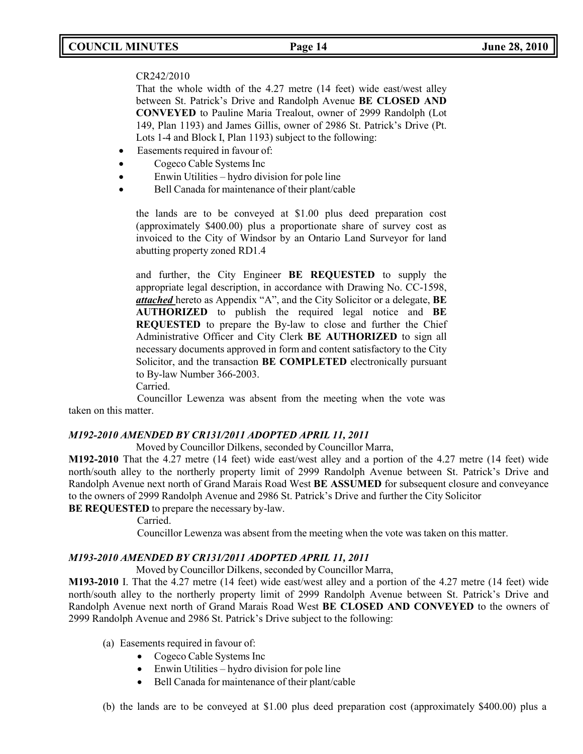CR242/2010

That the whole width of the 4.27 metre (14 feet) wide east/west alley between St. Patrick's Drive and Randolph Avenue **BE CLOSED AND CONVEYED** to Pauline Maria Trealout, owner of 2999 Randolph (Lot 149, Plan 1193) and James Gillis, owner of 2986 St. Patrick's Drive (Pt. Lots 1-4 and Block I, Plan 1193) subject to the following:

- Easements required in favour of:
- Cogeco Cable Systems Inc
- Enwin Utilities – hydro division for pole line
- Bell Canada for maintenance of their plant/cable

the lands are to be conveyed at $1.00 plus deed preparation cost (approximately $400.00) plus a proportionate share of survey cost as invoiced to the City of Windsor by an Ontario Land Surveyor for land abutting property zoned RD1.4

and further, the City Engineer **BE REQUESTED** to supply the appropriate legal description, in accordance with Drawing No. CC-1598, ***attached*** hereto as Appendix "A", and the City Solicitor or a delegate, **BE AUTHORIZED** to publish the required legal notice and **BE REQUESTED** to prepare the By-law to close and further the Chief Administrative Officer and City Clerk **BE AUTHORIZED** to sign all necessary documents approved in form and content satisfactory to the City Solicitor, and the transaction **BE COMPLETED** electronically pursuant to By-law Number 366-2003.

Carried.

Councillor Lewenza was absent from the meeting when the vote was taken on this matter.

***M192-2010 AMENDED BY CR131/2011 ADOPTED APRIL 11, 2011***

Moved by Councillor Dilkens, seconded by Councillor Marra,

**M192-2010** That the 4.27 metre (14 feet) wide east/west alley and a portion of the 4.27 metre (14 feet) wide north/south alley to the northerly property limit of 2999 Randolph Avenue between St. Patrick's Drive and Randolph Avenue next north of Grand Marais Road West **BE ASSUMED** for subsequent closure and conveyance to the owners of 2999 Randolph Avenue and 2986 St. Patrick's Drive and further the City Solicitor **BE REQUESTED** to prepare the necessary by-law.

Carried.

Councillor Lewenza was absent from the meeting when the vote was taken on this matter.

***M193-2010 AMENDED BY CR131/2011 ADOPTED APRIL 11, 2011***

Moved by Councillor Dilkens, seconded by Councillor Marra,

**M193-2010** I. That the 4.27 metre (14 feet) wide east/west alley and a portion of the 4.27 metre (14 feet) wide north/south alley to the northerly property limit of 2999 Randolph Avenue between St. Patrick's Drive and Randolph Avenue next north of Grand Marais Road West **BE CLOSED AND CONVEYED** to the owners of 2999 Randolph Avenue and 2986 St. Patrick's Drive subject to the following:

(a) Easements required in favour of:
  - Cogeco Cable Systems Inc
  - Enwin Utilities – hydro division for pole line
  - Bell Canada for maintenance of their plant/cable

(b) the lands are to be conveyed at $1.00 plus deed preparation cost (approximately $400.00) plus a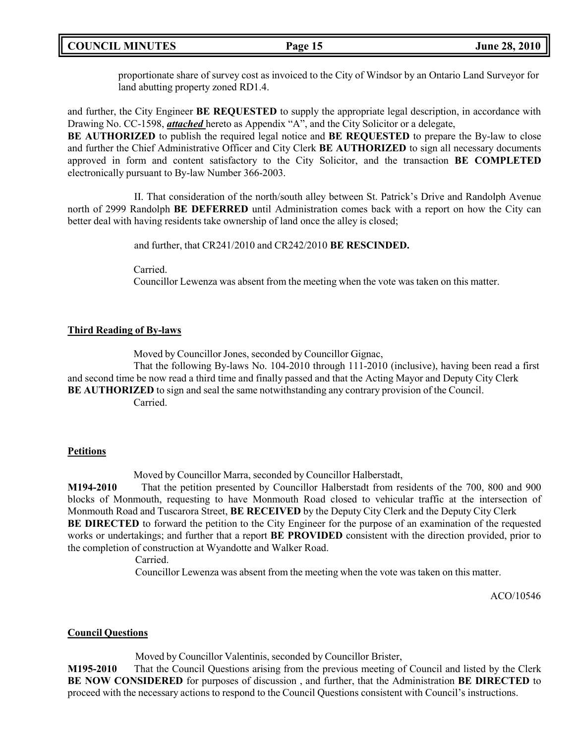proportionate share of survey cost as invoiced to the City of Windsor by an Ontario Land Surveyor for land abutting property zoned RD1.4.

and further, the City Engineer **BE REQUESTED** to supply the appropriate legal description, in accordance with Drawing No. CC-1598, ***attached*** hereto as Appendix "A", and the City Solicitor or a delegate, **BE AUTHORIZED** to publish the required legal notice and **BE REQUESTED** to prepare the By-law to close and further the Chief Administrative Officer and City Clerk **BE AUTHORIZED** to sign all necessary documents approved in form and content satisfactory to the City Solicitor, and the transaction **BE COMPLETED** electronically pursuant to By-law Number 366-2003.

II. That consideration of the north/south alley between St. Patrick's Drive and Randolph Avenue north of 2999 Randolph **BE DEFERRED** until Administration comes back with a report on how the City can better deal with having residents take ownership of land once the alley is closed;

and further, that CR241/2010 and CR242/2010 **BE RESCINDED.**

Carried.

Councillor Lewenza was absent from the meeting when the vote was taken on this matter.

**Third Reading of By-laws**

Moved by Councillor Jones, seconded by Councillor Gignac,

That the following By-laws No. 104-2010 through 111-2010 (inclusive), having been read a first and second time be now read a third time and finally passed and that the Acting Mayor and Deputy City Clerk **BE AUTHORIZED** to sign and seal the same notwithstanding any contrary provision of the Council.

Carried.

**Petitions**

Moved by Councillor Marra, seconded by Councillor Halberstadt,

**M194-2010** That the petition presented by Councillor Halberstadt from residents of the 700, 800 and 900 blocks of Monmouth, requesting to have Monmouth Road closed to vehicular traffic at the intersection of Monmouth Road and Tuscarora Street, **BE RECEIVED** by the Deputy City Clerk and the Deputy City Clerk **BE DIRECTED** to forward the petition to the City Engineer for the purpose of an examination of the requested works or undertakings; and further that a report **BE PROVIDED** consistent with the direction provided, prior to the completion of construction at Wyandotte and Walker Road.

Carried.

Councillor Lewenza was absent from the meeting when the vote was taken on this matter.

ACO/10546

**Council Questions**

Moved by Councillor Valentinis, seconded by Councillor Brister,

**M195-2010** That the Council Questions arising from the previous meeting of Council and listed by the Clerk **BE NOW CONSIDERED** for purposes of discussion , and further, that the Administration **BE DIRECTED** to proceed with the necessary actions to respond to the Council Questions consistent with Council's instructions.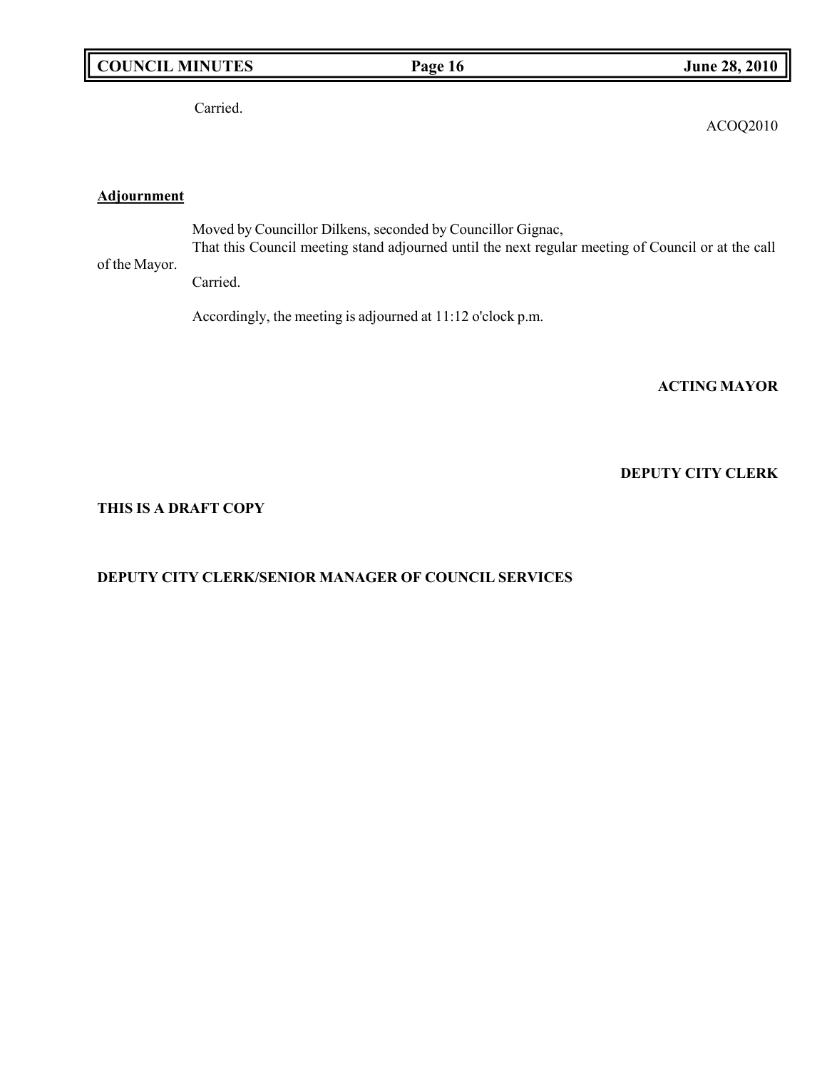Carried.

ACOQ2010

**Adjournment**

Moved by Councillor Dilkens, seconded by Councillor Gignac,
That this Council meeting stand adjourned until the next regular meeting of Council or at the call of the Mayor.
Carried.

Accordingly, the meeting is adjourned at 11:12 o'clock p.m.

**ACTING MAYOR**

**DEPUTY CITY CLERK**

**THIS IS A DRAFT COPY**

**DEPUTY CITY CLERK/SENIOR MANAGER OF COUNCIL SERVICES**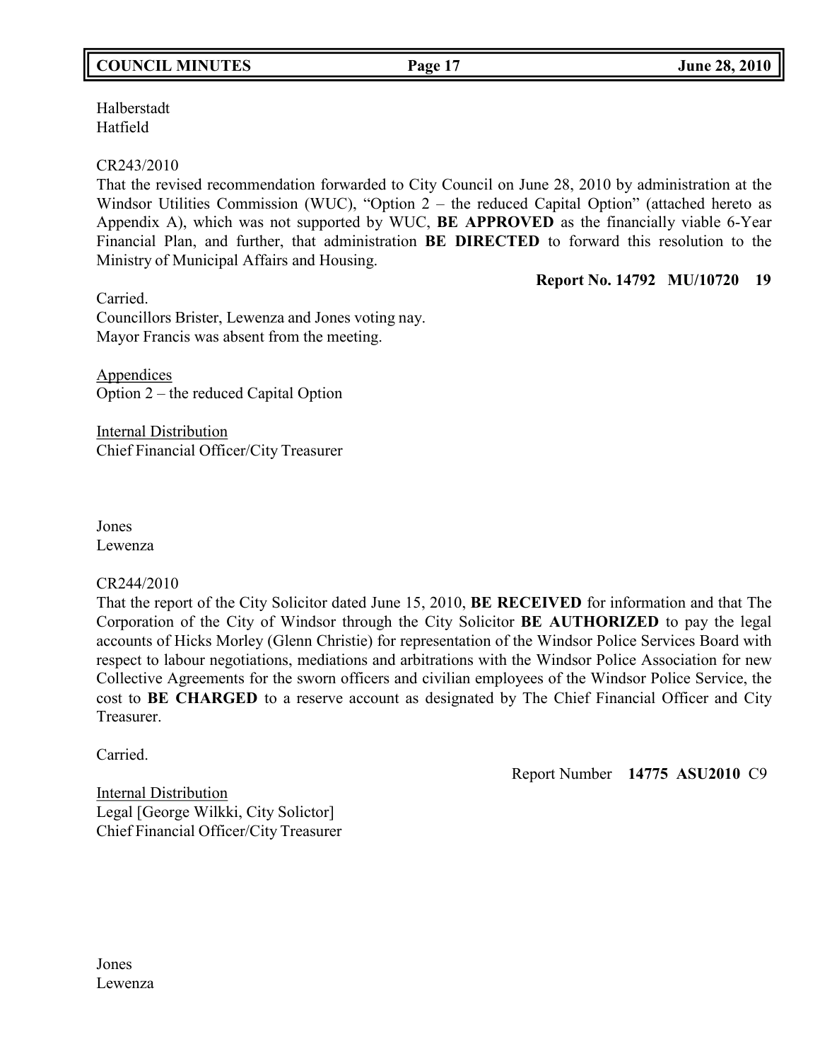Halberstadt
Hatfield

CR243/2010
That the revised recommendation forwarded to City Council on June 28, 2010 by administration at the Windsor Utilities Commission (WUC), "Option 2 – the reduced Capital Option" (attached hereto as Appendix A), which was not supported by WUC, **BE APPROVED** as the financially viable 6-Year Financial Plan, and further, that administration **BE DIRECTED** to forward this resolution to the Ministry of Municipal Affairs and Housing.

**Report No. 14792 MU/10720 19**

Carried.
Councillors Brister, Lewenza and Jones voting nay.
Mayor Francis was absent from the meeting.

Appendices
Option 2 – the reduced Capital Option

Internal Distribution
Chief Financial Officer/City Treasurer

Jones
Lewenza

CR244/2010
That the report of the City Solicitor dated June 15, 2010, **BE RECEIVED** for information and that The Corporation of the City of Windsor through the City Solicitor **BE AUTHORIZED** to pay the legal accounts of Hicks Morley (Glenn Christie) for representation of the Windsor Police Services Board with respect to labour negotiations, mediations and arbitrations with the Windsor Police Association for new Collective Agreements for the sworn officers and civilian employees of the Windsor Police Service, the cost to **BE CHARGED** to a reserve account as designated by The Chief Financial Officer and City Treasurer.

Carried.

Report Number **14775 ASU2010** C9

Internal Distribution
Legal [George Wilkki, City Solictor]
Chief Financial Officer/City Treasurer

Jones
Lewenza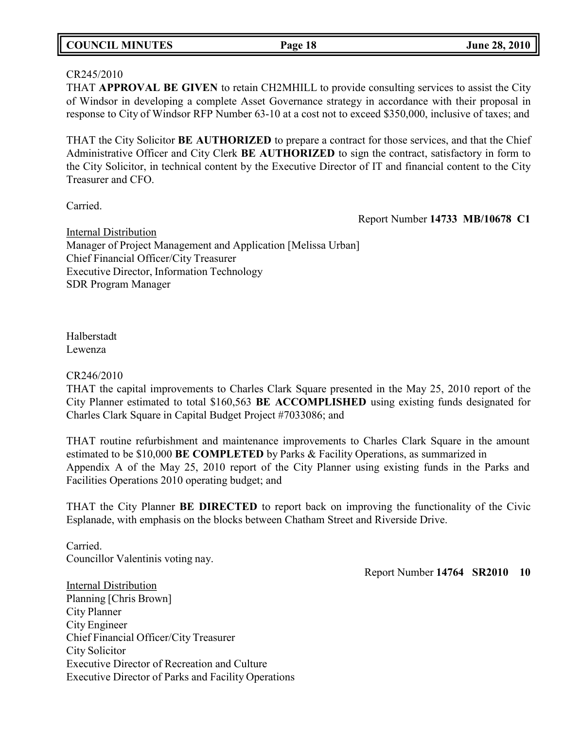CR245/2010
THAT **APPROVAL BE GIVEN** to retain CH2MHILL to provide consulting services to assist the City of Windsor in developing a complete Asset Governance strategy in accordance with their proposal in response to City of Windsor RFP Number 63-10 at a cost not to exceed $350,000, inclusive of taxes; and

THAT the City Solicitor **BE AUTHORIZED** to prepare a contract for those services, and that the Chief Administrative Officer and City Clerk **BE AUTHORIZED** to sign the contract, satisfactory in form to the City Solicitor, in technical content by the Executive Director of IT and financial content to the City Treasurer and CFO.

Carried.

Report Number **14733 MB/10678 C1**

Internal Distribution
Manager of Project Management and Application [Melissa Urban]
Chief Financial Officer/City Treasurer
Executive Director, Information Technology
SDR Program Manager

Halberstadt
Lewenza

CR246/2010
THAT the capital improvements to Charles Clark Square presented in the May 25, 2010 report of the City Planner estimated to total $160,563 **BE ACCOMPLISHED** using existing funds designated for Charles Clark Square in Capital Budget Project #7033086; and

THAT routine refurbishment and maintenance improvements to Charles Clark Square in the amount estimated to be $10,000 **BE COMPLETED** by Parks & Facility Operations, as summarized in Appendix A of the May 25, 2010 report of the City Planner using existing funds in the Parks and Facilities Operations 2010 operating budget; and

THAT the City Planner **BE DIRECTED** to report back on improving the functionality of the Civic Esplanade, with emphasis on the blocks between Chatham Street and Riverside Drive.

Carried.
Councillor Valentinis voting nay.

Report Number **14764 SR2010 10**

Internal Distribution
Planning [Chris Brown]
City Planner
City Engineer
Chief Financial Officer/City Treasurer
City Solicitor
Executive Director of Recreation and Culture
Executive Director of Parks and Facility Operations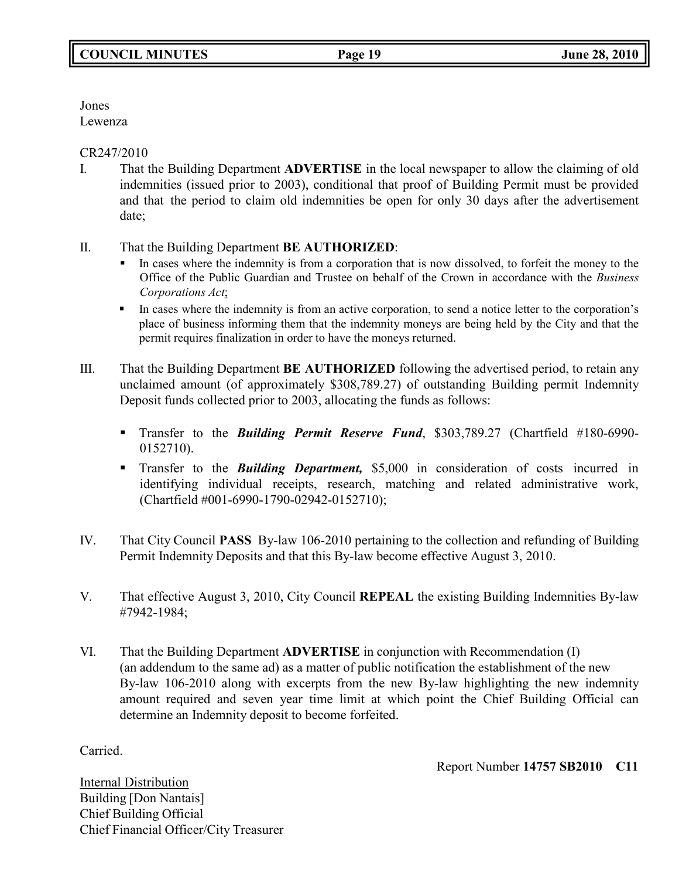Jones
Lewenza

CR247/2010

I. That the Building Department **ADVERTISE** in the local newspaper to allow the claiming of old indemnities (issued prior to 2003), conditional that proof of Building Permit must be provided and that the period to claim old indemnities be open for only 30 days after the advertisement date;

II. That the Building Department **BE AUTHORIZED**:
   - In cases where the indemnity is from a corporation that is now dissolved, to forfeit the money to the Office of the Public Guardian and Trustee on behalf of the Crown in accordance with the *Business Corporations Act*;
   - In cases where the indemnity is from an active corporation, to send a notice letter to the corporation's place of business informing them that the indemnity moneys are being held by the City and that the permit requires finalization in order to have the moneys returned.

III. That the Building Department **BE AUTHORIZED** following the advertised period, to retain any unclaimed amount (of approximately $308,789.27) of outstanding Building permit Indemnity Deposit funds collected prior to 2003, allocating the funds as follows:

   - Transfer to the ***Building Permit Reserve Fund***, $303,789.27 (Chartfield #180-6990-0152710).
   - Transfer to the ***Building Department,*** $5,000 in consideration of costs incurred in identifying individual receipts, research, matching and related administrative work, (Chartfield #001-6990-1790-02942-0152710);

IV. That City Council **PASS** By-law 106-2010 pertaining to the collection and refunding of Building Permit Indemnity Deposits and that this By-law become effective August 3, 2010.

V. That effective August 3, 2010, City Council **REPEAL** the existing Building Indemnities By-law #7942-1984;

VI. That the Building Department **ADVERTISE** in conjunction with Recommendation (I) (an addendum to the same ad) as a matter of public notification the establishment of the new By-law 106-2010 along with excerpts from the new By-law highlighting the new indemnity amount required and seven year time limit at which point the Chief Building Official can determine an Indemnity deposit to become forfeited.

Carried.

Report Number **14757 SB2010 C11**

Internal Distribution
Building [Don Nantais]
Chief Building Official
Chief Financial Officer/City Treasurer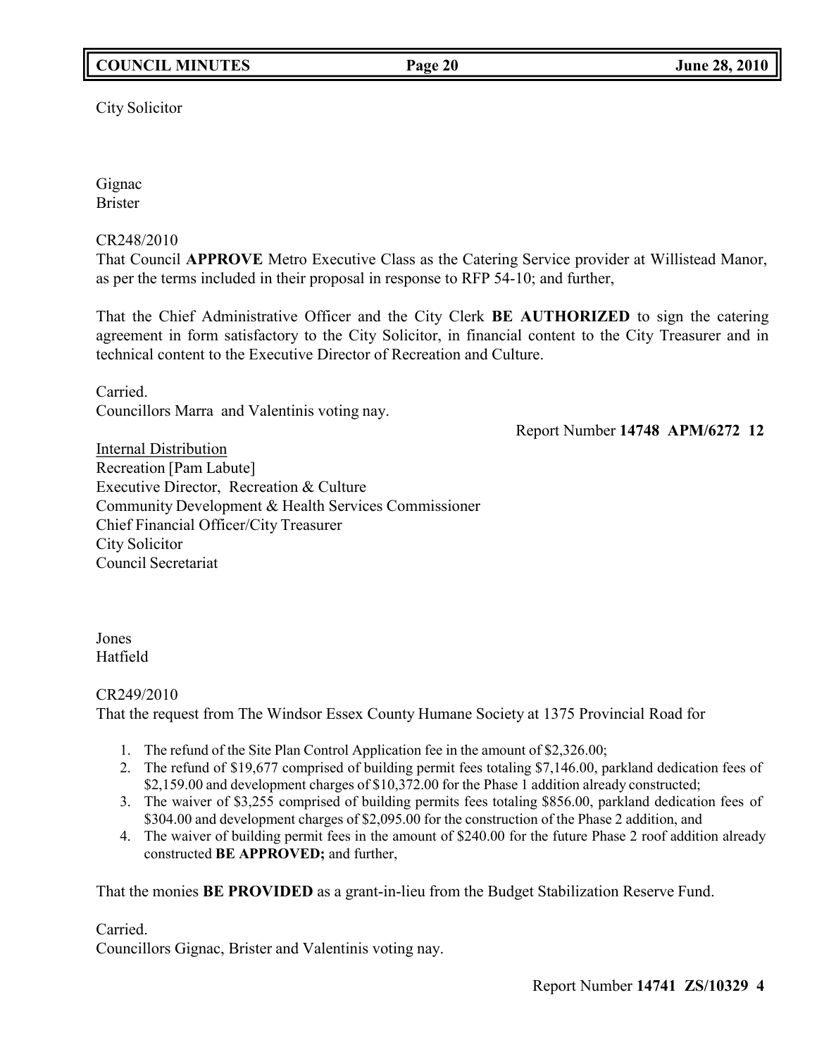City Solicitor

Gignac
Brister

CR248/2010
That Council **APPROVE** Metro Executive Class as the Catering Service provider at Willistead Manor, as per the terms included in their proposal in response to RFP 54-10; and further,

That the Chief Administrative Officer and the City Clerk **BE AUTHORIZED** to sign the catering agreement in form satisfactory to the City Solicitor, in financial content to the City Treasurer and in technical content to the Executive Director of Recreation and Culture.

Carried.
Councillors Marra and Valentinis voting nay.

Report Number **14748 APM/6272 12**

Internal Distribution
Recreation [Pam Labute]
Executive Director, Recreation & Culture
Community Development & Health Services Commissioner
Chief Financial Officer/City Treasurer
City Solicitor
Council Secretariat

Jones
Hatfield

CR249/2010
That the request from The Windsor Essex County Humane Society at 1375 Provincial Road for

1. The refund of the Site Plan Control Application fee in the amount of $2,326.00;
2. The refund of $19,677 comprised of building permit fees totaling $7,146.00, parkland dedication fees of $2,159.00 and development charges of $10,372.00 for the Phase 1 addition already constructed;
3. The waiver of $3,255 comprised of building permits fees totaling $856.00, parkland dedication fees of $304.00 and development charges of $2,095.00 for the construction of the Phase 2 addition, and
4. The waiver of building permit fees in the amount of $240.00 for the future Phase 2 roof addition already constructed **BE APPROVED;** and further,

That the monies **BE PROVIDED** as a grant-in-lieu from the Budget Stabilization Reserve Fund.

Carried.
Councillors Gignac, Brister and Valentinis voting nay.

Report Number **14741 ZS/10329 4**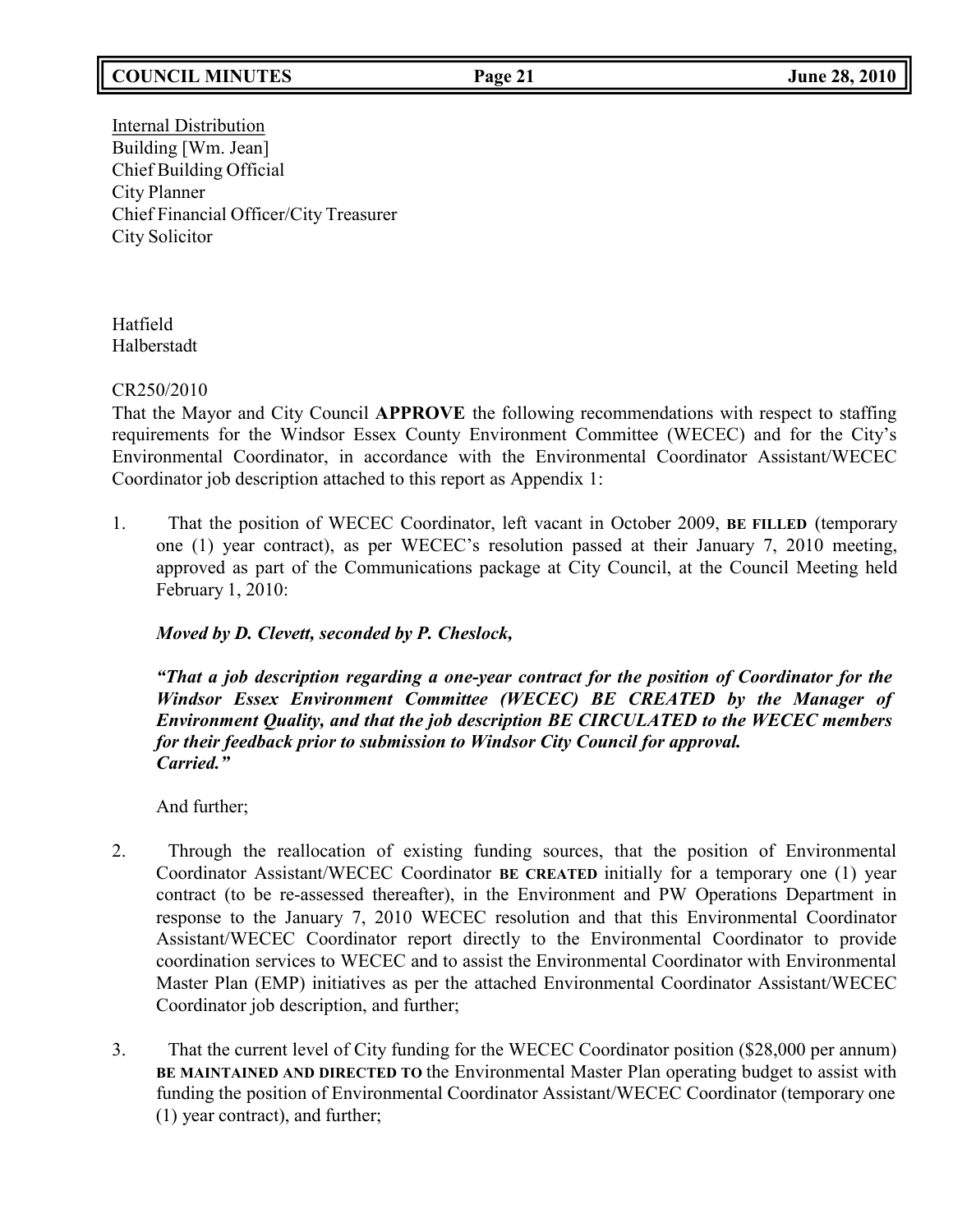Internal Distribution
Building [Wm. Jean]
Chief Building Official
City Planner
Chief Financial Officer/City Treasurer
City Solicitor

Hatfield
Halberstadt

CR250/2010
That the Mayor and City Council **APPROVE** the following recommendations with respect to staffing requirements for the Windsor Essex County Environment Committee (WECEC) and for the City's Environmental Coordinator, in accordance with the Environmental Coordinator Assistant/WECEC Coordinator job description attached to this report as Appendix 1:

1. That the position of WECEC Coordinator, left vacant in October 2009, **BE FILLED** (temporary one (1) year contract), as per WECEC's resolution passed at their January 7, 2010 meeting, approved as part of the Communications package at City Council, at the Council Meeting held February 1, 2010:

   ***Moved by D. Clevett, seconded by P. Cheslock,***

   ***"That a job description regarding a one-year contract for the position of Coordinator for the Windsor Essex Environment Committee (WECEC) BE CREATED by the Manager of Environment Quality, and that the job description BE CIRCULATED to the WECEC members for their feedback prior to submission to Windsor City Council for approval. Carried."***

   And further;

2. Through the reallocation of existing funding sources, that the position of Environmental Coordinator Assistant/WECEC Coordinator **BE CREATED** initially for a temporary one (1) year contract (to be re-assessed thereafter), in the Environment and PW Operations Department in response to the January 7, 2010 WECEC resolution and that this Environmental Coordinator Assistant/WECEC Coordinator report directly to the Environmental Coordinator to provide coordination services to WECEC and to assist the Environmental Coordinator with Environmental Master Plan (EMP) initiatives as per the attached Environmental Coordinator Assistant/WECEC Coordinator job description, and further;

3. That the current level of City funding for the WECEC Coordinator position ($28,000 per annum) **BE MAINTAINED AND DIRECTED TO** the Environmental Master Plan operating budget to assist with funding the position of Environmental Coordinator Assistant/WECEC Coordinator (temporary one (1) year contract), and further;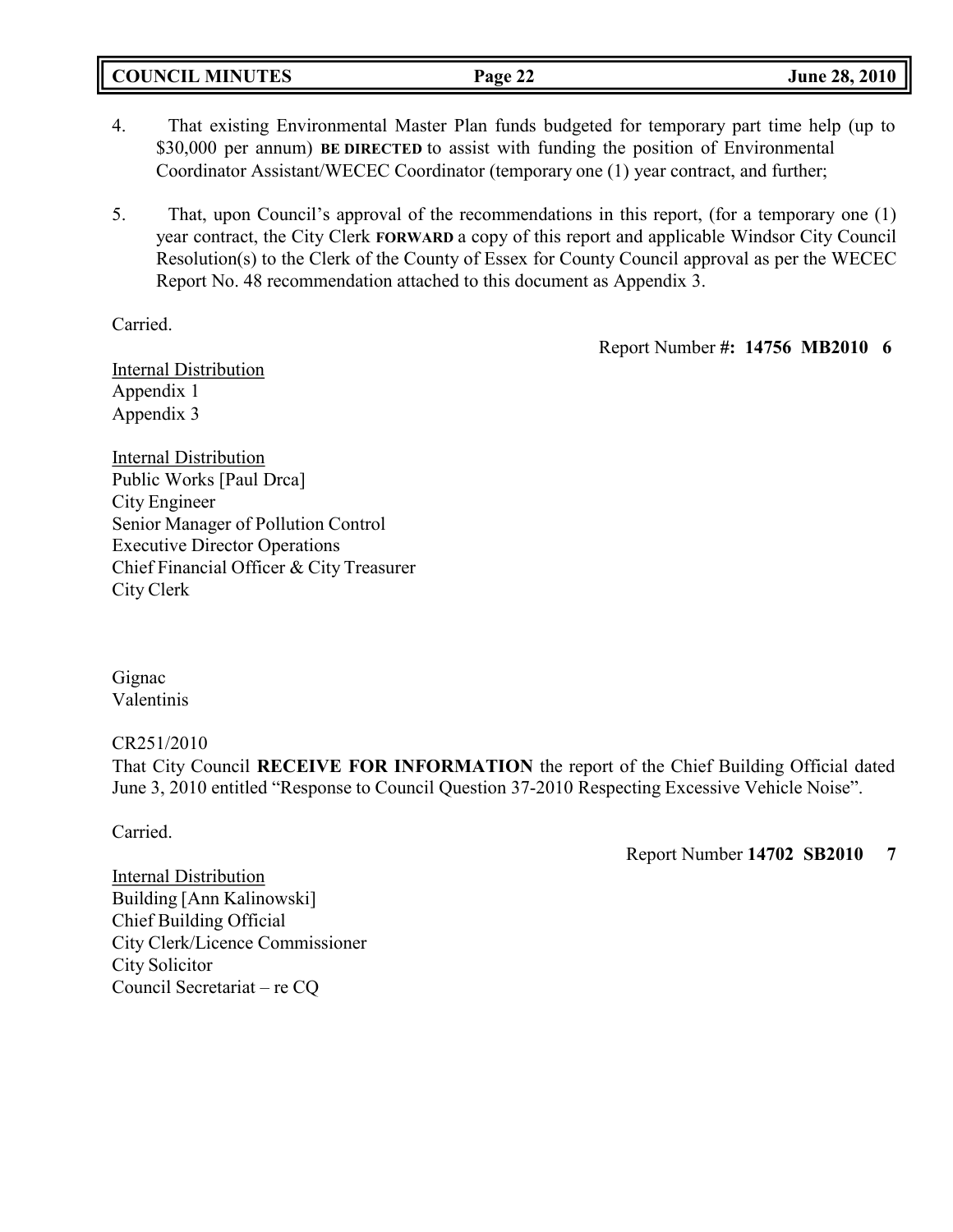4. That existing Environmental Master Plan funds budgeted for temporary part time help (up to $30,000 per annum) **BE DIRECTED** to assist with funding the position of Environmental Coordinator Assistant/WECEC Coordinator (temporary one (1) year contract, and further;

5. That, upon Council's approval of the recommendations in this report, (for a temporary one (1) year contract, the City Clerk **FORWARD** a copy of this report and applicable Windsor City Council Resolution(s) to the Clerk of the County of Essex for County Council approval as per the WECEC Report No. 48 recommendation attached to this document as Appendix 3.

Carried.

Report Number **#: 14756 MB2010 6**

Internal Distribution
Appendix 1
Appendix 3

Internal Distribution
Public Works [Paul Drca]
City Engineer
Senior Manager of Pollution Control
Executive Director Operations
Chief Financial Officer & City Treasurer
City Clerk

Gignac
Valentinis

CR251/2010
That City Council **RECEIVE FOR INFORMATION** the report of the Chief Building Official dated June 3, 2010 entitled "Response to Council Question 37-2010 Respecting Excessive Vehicle Noise".

Carried.

Report Number **14702 SB2010 7**

Internal Distribution
Building [Ann Kalinowski]
Chief Building Official
City Clerk/Licence Commissioner
City Solicitor
Council Secretariat – re CQ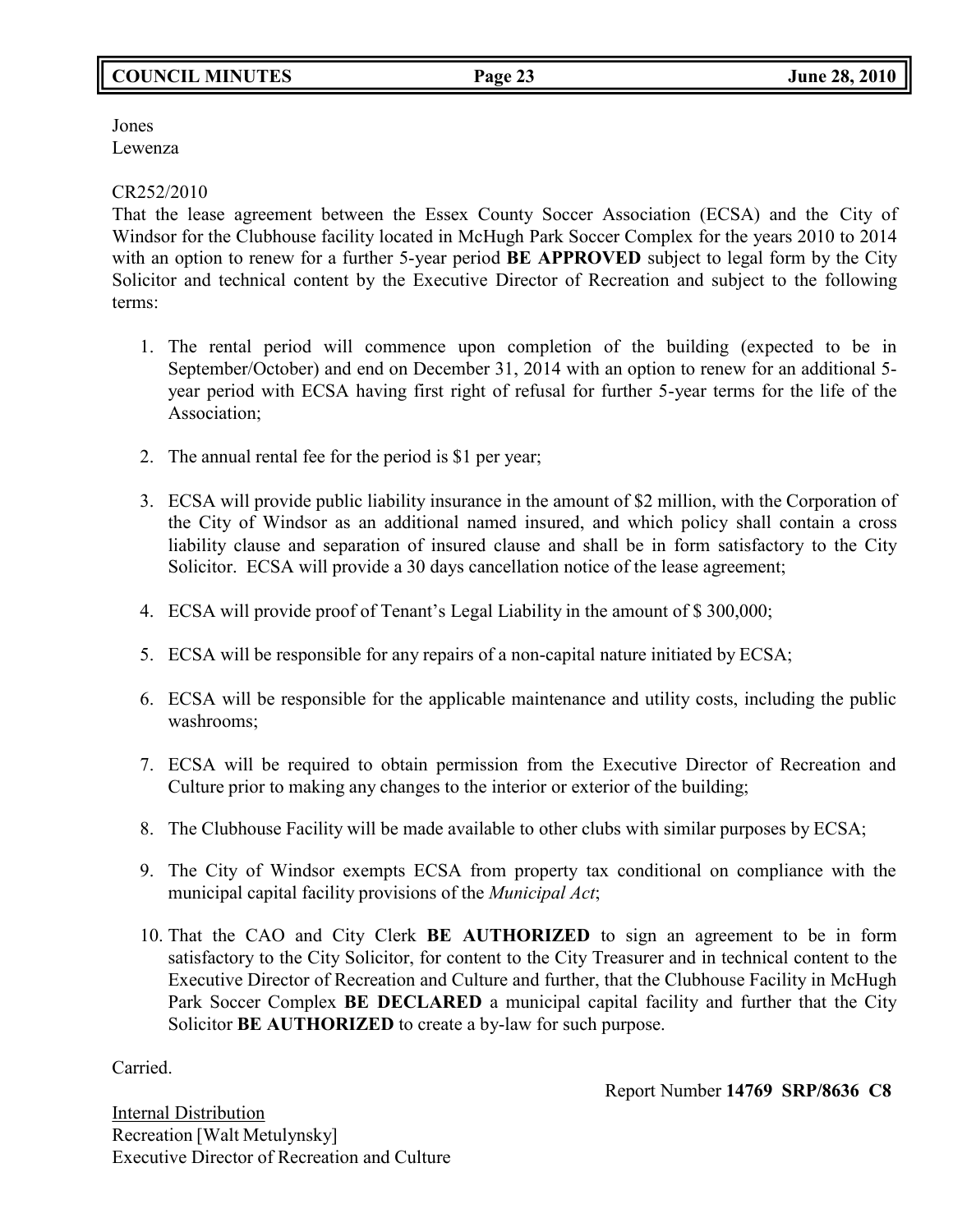Jones
Lewenza

CR252/2010
That the lease agreement between the Essex County Soccer Association (ECSA) and the City of Windsor for the Clubhouse facility located in McHugh Park Soccer Complex for the years 2010 to 2014 with an option to renew for a further 5-year period **BE APPROVED** subject to legal form by the City Solicitor and technical content by the Executive Director of Recreation and subject to the following terms:

1. The rental period will commence upon completion of the building (expected to be in September/October) and end on December 31, 2014 with an option to renew for an additional 5-year period with ECSA having first right of refusal for further 5-year terms for the life of the Association;

2. The annual rental fee for the period is $1 per year;

3. ECSA will provide public liability insurance in the amount of $2 million, with the Corporation of the City of Windsor as an additional named insured, and which policy shall contain a cross liability clause and separation of insured clause and shall be in form satisfactory to the City Solicitor. ECSA will provide a 30 days cancellation notice of the lease agreement;

4. ECSA will provide proof of Tenant's Legal Liability in the amount of $ 300,000;

5. ECSA will be responsible for any repairs of a non-capital nature initiated by ECSA;

6. ECSA will be responsible for the applicable maintenance and utility costs, including the public washrooms;

7. ECSA will be required to obtain permission from the Executive Director of Recreation and Culture prior to making any changes to the interior or exterior of the building;

8. The Clubhouse Facility will be made available to other clubs with similar purposes by ECSA;

9. The City of Windsor exempts ECSA from property tax conditional on compliance with the municipal capital facility provisions of the *Municipal Act*;

10. That the CAO and City Clerk **BE AUTHORIZED** to sign an agreement to be in form satisfactory to the City Solicitor, for content to the City Treasurer and in technical content to the Executive Director of Recreation and Culture and further, that the Clubhouse Facility in McHugh Park Soccer Complex **BE DECLARED** a municipal capital facility and further that the City Solicitor **BE AUTHORIZED** to create a by-law for such purpose.

Carried.

Report Number **14769 SRP/8636 C8**

Internal Distribution
Recreation [Walt Metulynsky]
Executive Director of Recreation and Culture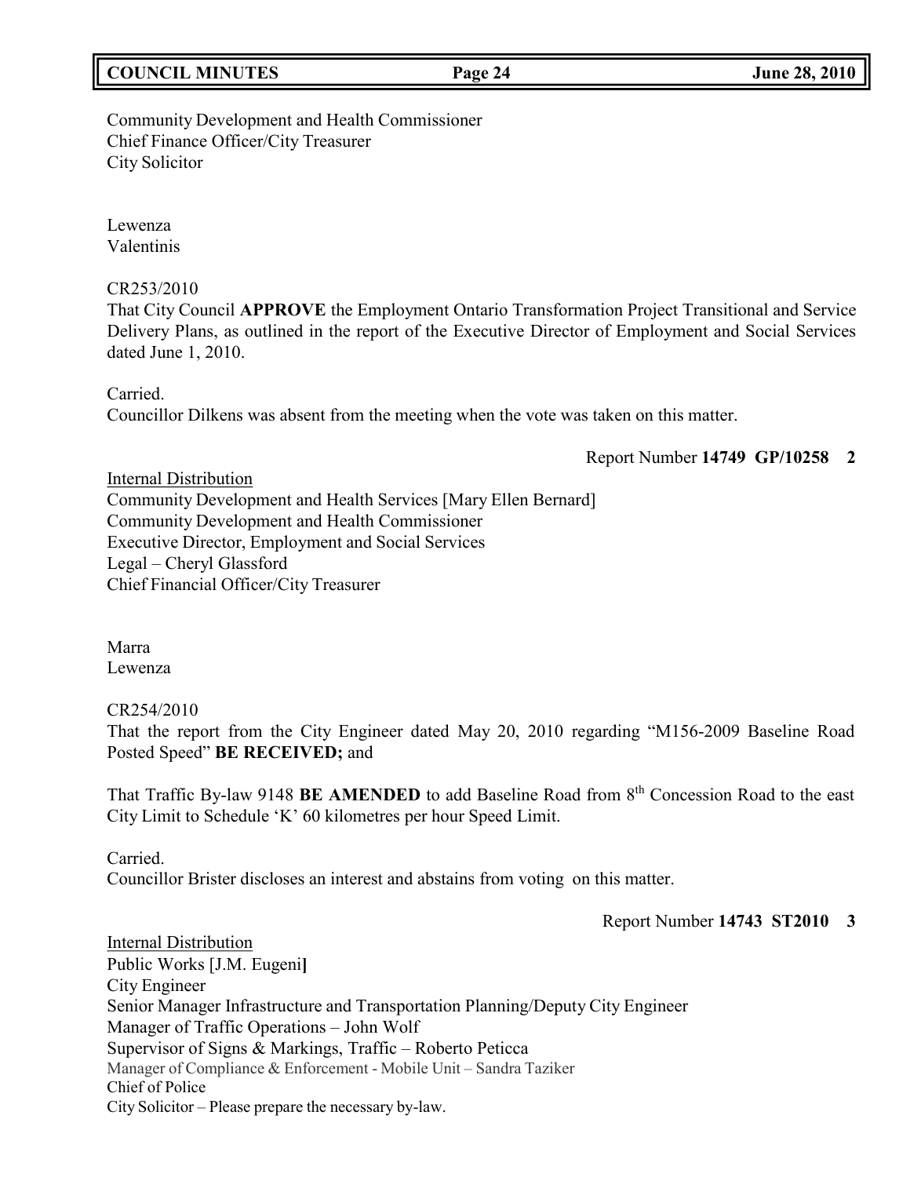Community Development and Health Commissioner
Chief Finance Officer/City Treasurer
City Solicitor

Lewenza
Valentinis

CR253/2010
That City Council **APPROVE** the Employment Ontario Transformation Project Transitional and Service Delivery Plans, as outlined in the report of the Executive Director of Employment and Social Services dated June 1, 2010.

Carried.
Councillor Dilkens was absent from the meeting when the vote was taken on this matter.

Report Number **14749 GP/10258 2**

Internal Distribution
Community Development and Health Services [Mary Ellen Bernard]
Community Development and Health Commissioner
Executive Director, Employment and Social Services
Legal – Cheryl Glassford
Chief Financial Officer/City Treasurer

Marra
Lewenza

CR254/2010
That the report from the City Engineer dated May 20, 2010 regarding "M156-2009 Baseline Road Posted Speed" **BE RECEIVED;** and

That Traffic By-law 9148 **BE AMENDED** to add Baseline Road from 8th Concession Road to the east City Limit to Schedule 'K' 60 kilometres per hour Speed Limit.

Carried.
Councillor Brister discloses an interest and abstains from voting on this matter.

Report Number **14743 ST2010 3**

Internal Distribution
Public Works [J.M. Eugeni**]**
City Engineer
Senior Manager Infrastructure and Transportation Planning/Deputy City Engineer
Manager of Traffic Operations – John Wolf
Supervisor of Signs & Markings, Traffic – Roberto Peticca
Manager of Compliance & Enforcement - Mobile Unit – Sandra Taziker
Chief of Police
City Solicitor – Please prepare the necessary by-law.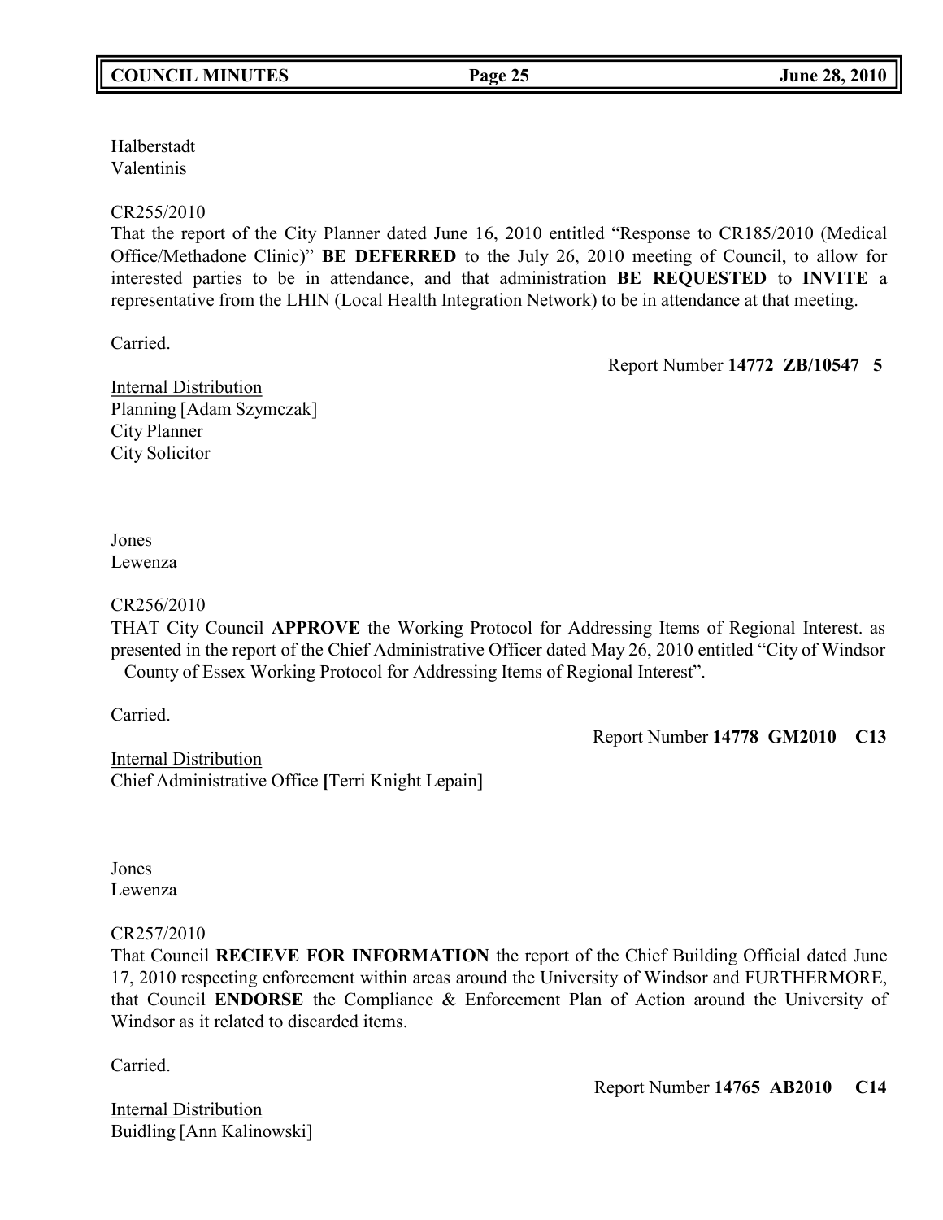Halberstadt
Valentinis

CR255/2010
That the report of the City Planner dated June 16, 2010 entitled "Response to CR185/2010 (Medical Office/Methadone Clinic)" **BE DEFERRED** to the July 26, 2010 meeting of Council, to allow for interested parties to be in attendance, and that administration **BE REQUESTED** to **INVITE** a representative from the LHIN (Local Health Integration Network) to be in attendance at that meeting.

Carried.

Report Number **14772 ZB/10547 5**

Internal Distribution
Planning [Adam Szymczak]
City Planner
City Solicitor

Jones
Lewenza

CR256/2010
THAT City Council **APPROVE** the Working Protocol for Addressing Items of Regional Interest. as presented in the report of the Chief Administrative Officer dated May 26, 2010 entitled "City of Windsor – County of Essex Working Protocol for Addressing Items of Regional Interest".

Carried.

Report Number **14778 GM2010 C13**

Internal Distribution
Chief Administrative Office [Terri Knight Lepain]

Jones
Lewenza

CR257/2010
That Council **RECIEVE FOR INFORMATION** the report of the Chief Building Official dated June 17, 2010 respecting enforcement within areas around the University of Windsor and FURTHERMORE, that Council **ENDORSE** the Compliance & Enforcement Plan of Action around the University of Windsor as it related to discarded items.

Carried.

Report Number **14765 AB2010 C14**

Internal Distribution
Buidling [Ann Kalinowski]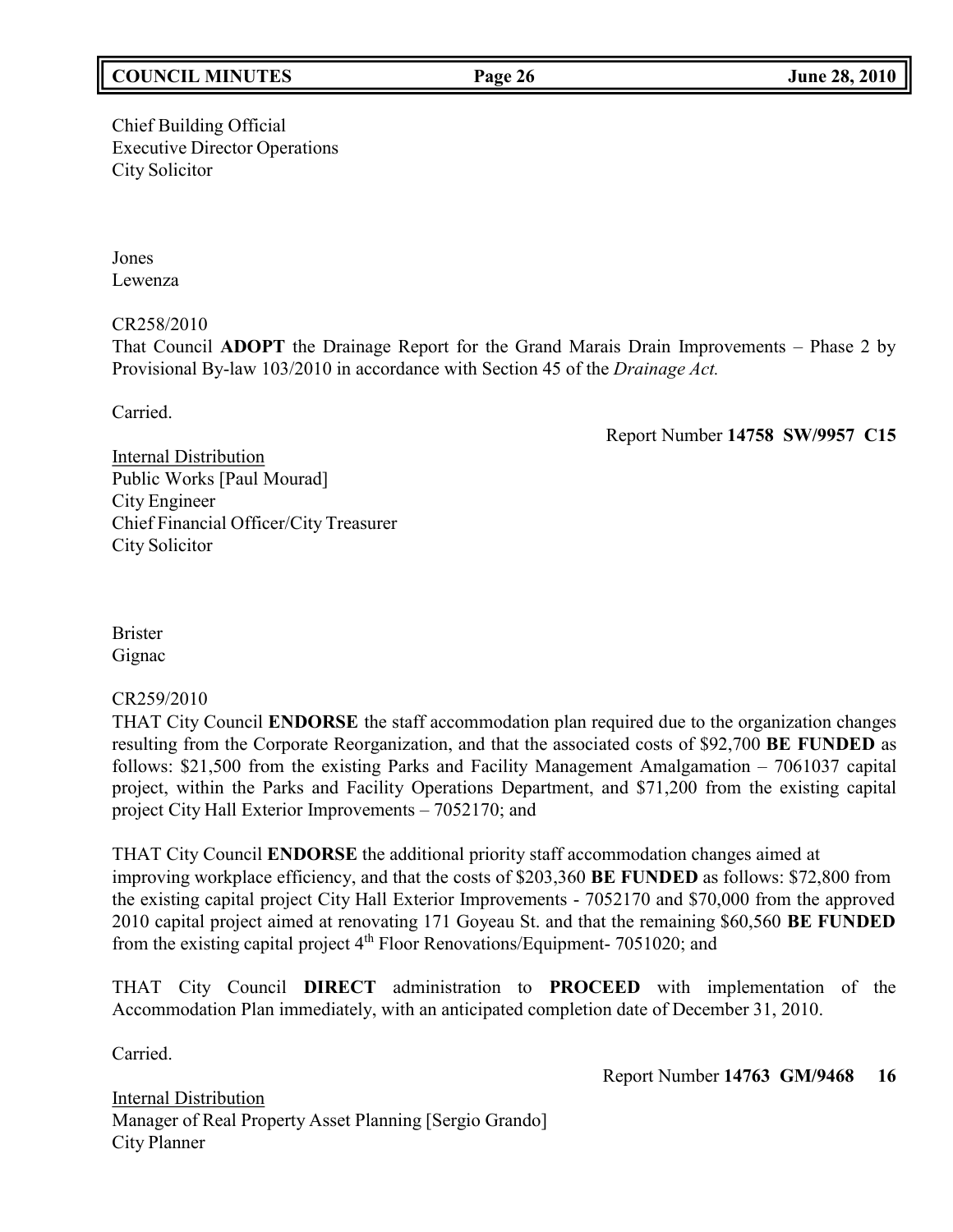Chief Building Official
Executive Director Operations
City Solicitor

Jones
Lewenza

CR258/2010
That Council **ADOPT** the Drainage Report for the Grand Marais Drain Improvements – Phase 2 by Provisional By-law 103/2010 in accordance with Section 45 of the *Drainage Act.*

Carried.

Report Number **14758 SW/9957 C15**

Internal Distribution
Public Works [Paul Mourad]
City Engineer
Chief Financial Officer/City Treasurer
City Solicitor

Brister
Gignac

CR259/2010
THAT City Council **ENDORSE** the staff accommodation plan required due to the organization changes resulting from the Corporate Reorganization, and that the associated costs of $92,700 **BE FUNDED** as follows: $21,500 from the existing Parks and Facility Management Amalgamation – 7061037 capital project, within the Parks and Facility Operations Department, and $71,200 from the existing capital project City Hall Exterior Improvements – 7052170; and

THAT City Council **ENDORSE** the additional priority staff accommodation changes aimed at improving workplace efficiency, and that the costs of $203,360 **BE FUNDED** as follows: $72,800 from the existing capital project City Hall Exterior Improvements - 7052170 and $70,000 from the approved 2010 capital project aimed at renovating 171 Goyeau St. and that the remaining $60,560 **BE FUNDED** from the existing capital project 4th Floor Renovations/Equipment- 7051020; and

THAT City Council **DIRECT** administration to **PROCEED** with implementation of the Accommodation Plan immediately, with an anticipated completion date of December 31, 2010.

Carried.

Report Number **14763 GM/9468 16**

Internal Distribution
Manager of Real Property Asset Planning [Sergio Grando]
City Planner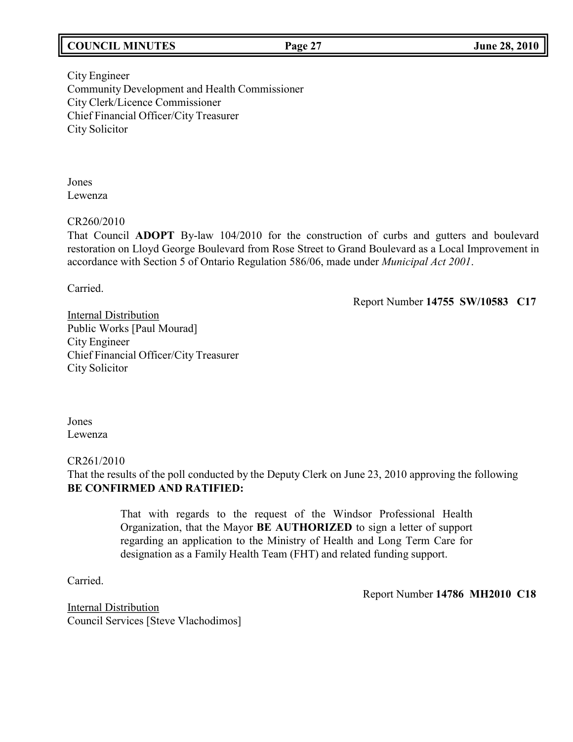City Engineer
Community Development and Health Commissioner
City Clerk/Licence Commissioner
Chief Financial Officer/City Treasurer
City Solicitor

Jones
Lewenza

CR260/2010
That Council **ADOPT** By-law 104/2010 for the construction of curbs and gutters and boulevard restoration on Lloyd George Boulevard from Rose Street to Grand Boulevard as a Local Improvement in accordance with Section 5 of Ontario Regulation 586/06, made under *Municipal Act 2001*.

Carried.

Report Number **14755 SW/10583 C17**

Internal Distribution
Public Works [Paul Mourad]
City Engineer
Chief Financial Officer/City Treasurer
City Solicitor

Jones
Lewenza

CR261/2010
That the results of the poll conducted by the Deputy Clerk on June 23, 2010 approving the following **BE CONFIRMED AND RATIFIED:**

> That with regards to the request of the Windsor Professional Health Organization, that the Mayor **BE AUTHORIZED** to sign a letter of support regarding an application to the Ministry of Health and Long Term Care for designation as a Family Health Team (FHT) and related funding support.

Carried.

Report Number **14786 MH2010 C18**

Internal Distribution
Council Services [Steve Vlachodimos]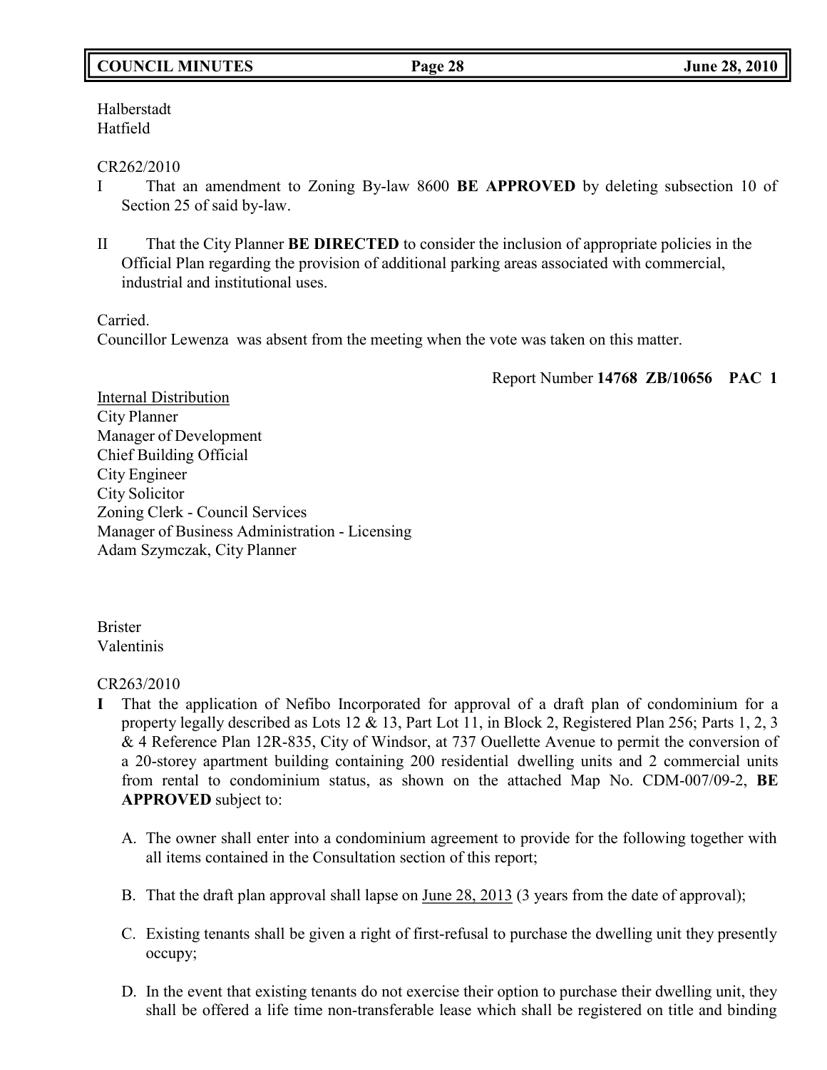Halberstadt
Hatfield

CR262/2010

I That an amendment to Zoning By-law 8600 **BE APPROVED** by deleting subsection 10 of Section 25 of said by-law.

II That the City Planner **BE DIRECTED** to consider the inclusion of appropriate policies in the Official Plan regarding the provision of additional parking areas associated with commercial, industrial and institutional uses.

Carried.
Councillor Lewenza was absent from the meeting when the vote was taken on this matter.

Report Number **14768 ZB/10656 PAC 1**

Internal Distribution
City Planner
Manager of Development
Chief Building Official
City Engineer
City Solicitor
Zoning Clerk - Council Services
Manager of Business Administration - Licensing
Adam Szymczak, City Planner

Brister
Valentinis

CR263/2010

**I** That the application of Nefibo Incorporated for approval of a draft plan of condominium for a property legally described as Lots 12 & 13, Part Lot 11, in Block 2, Registered Plan 256; Parts 1, 2, 3 & 4 Reference Plan 12R-835, City of Windsor, at 737 Ouellette Avenue to permit the conversion of a 20-storey apartment building containing 200 residential dwelling units and 2 commercial units from rental to condominium status, as shown on the attached Map No. CDM-007/09-2, **BE APPROVED** subject to:

A. The owner shall enter into a condominium agreement to provide for the following together with all items contained in the Consultation section of this report;

B. That the draft plan approval shall lapse on June 28, 2013 (3 years from the date of approval);

C. Existing tenants shall be given a right of first-refusal to purchase the dwelling unit they presently occupy;

D. In the event that existing tenants do not exercise their option to purchase their dwelling unit, they shall be offered a life time non-transferable lease which shall be registered on title and binding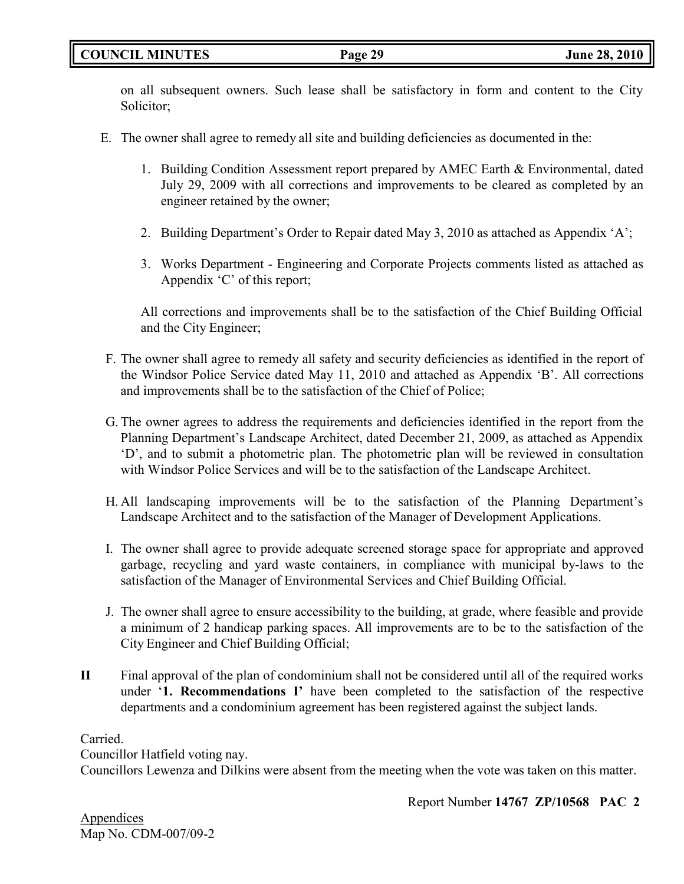on all subsequent owners. Such lease shall be satisfactory in form and content to the City Solicitor;

E. The owner shall agree to remedy all site and building deficiencies as documented in the:

   1. Building Condition Assessment report prepared by AMEC Earth & Environmental, dated July 29, 2009 with all corrections and improvements to be cleared as completed by an engineer retained by the owner;

   2. Building Department's Order to Repair dated May 3, 2010 as attached as Appendix 'A';

   3. Works Department - Engineering and Corporate Projects comments listed as attached as Appendix 'C' of this report;

   All corrections and improvements shall be to the satisfaction of the Chief Building Official and the City Engineer;

F. The owner shall agree to remedy all safety and security deficiencies as identified in the report of the Windsor Police Service dated May 11, 2010 and attached as Appendix 'B'. All corrections and improvements shall be to the satisfaction of the Chief of Police;

G. The owner agrees to address the requirements and deficiencies identified in the report from the Planning Department's Landscape Architect, dated December 21, 2009, as attached as Appendix 'D', and to submit a photometric plan. The photometric plan will be reviewed in consultation with Windsor Police Services and will be to the satisfaction of the Landscape Architect.

H. All landscaping improvements will be to the satisfaction of the Planning Department's Landscape Architect and to the satisfaction of the Manager of Development Applications.

I. The owner shall agree to provide adequate screened storage space for appropriate and approved garbage, recycling and yard waste containers, in compliance with municipal by-laws to the satisfaction of the Manager of Environmental Services and Chief Building Official.

J. The owner shall agree to ensure accessibility to the building, at grade, where feasible and provide a minimum of 2 handicap parking spaces. All improvements are to be to the satisfaction of the City Engineer and Chief Building Official;

**II** Final approval of the plan of condominium shall not be considered until all of the required works under '**1. Recommendations I'** have been completed to the satisfaction of the respective departments and a condominium agreement has been registered against the subject lands.

Carried.
Councillor Hatfield voting nay.
Councillors Lewenza and Dilkins were absent from the meeting when the vote was taken on this matter.

Report Number **14767 ZP/10568 PAC 2**

Appendices
Map No. CDM-007/09-2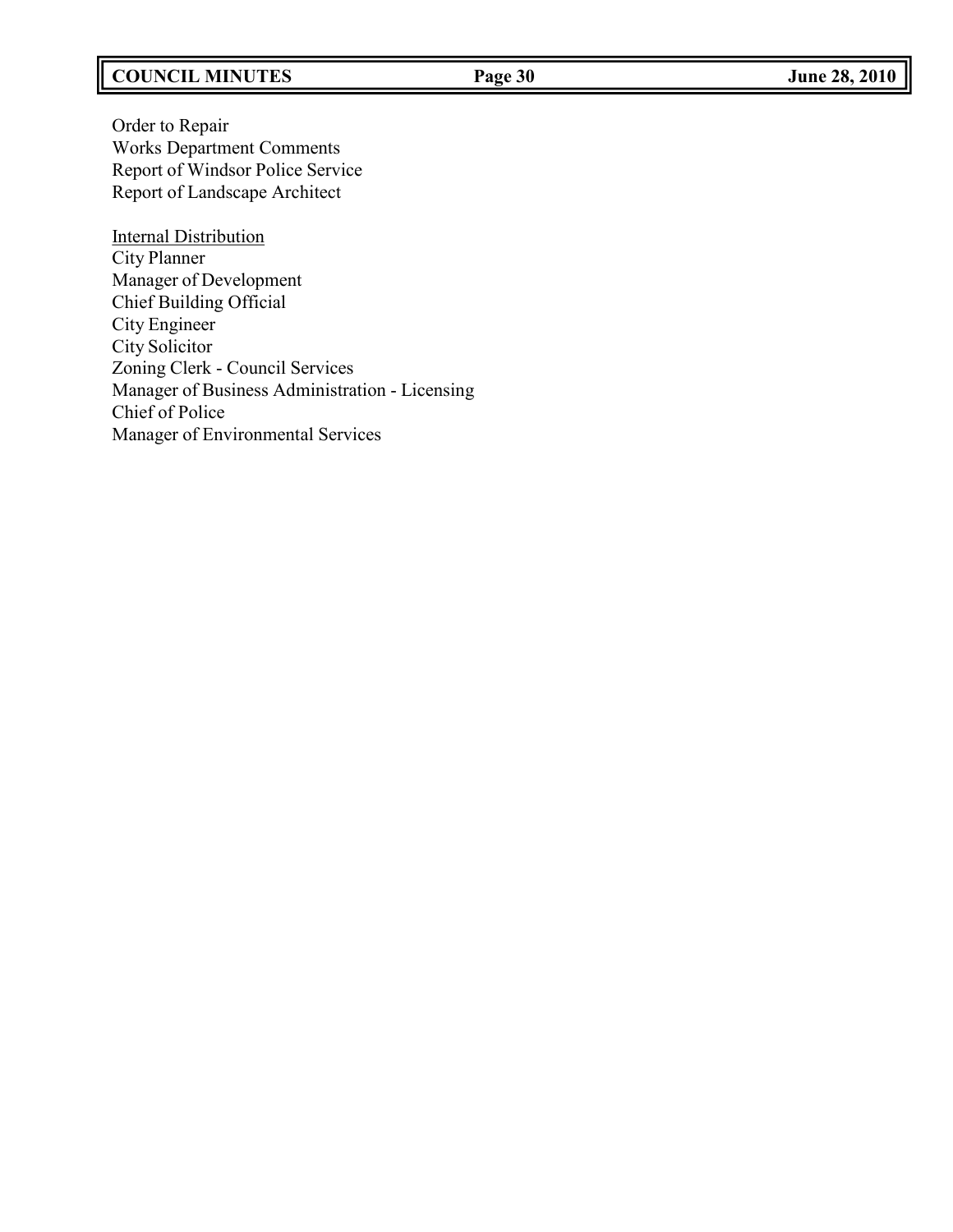Order to Repair
Works Department Comments
Report of Windsor Police Service
Report of Landscape Architect

<u>Internal Distribution</u>
City Planner
Manager of Development
Chief Building Official
City Engineer
City Solicitor
Zoning Clerk - Council Services
Manager of Business Administration - Licensing
Chief of Police
Manager of Environmental Services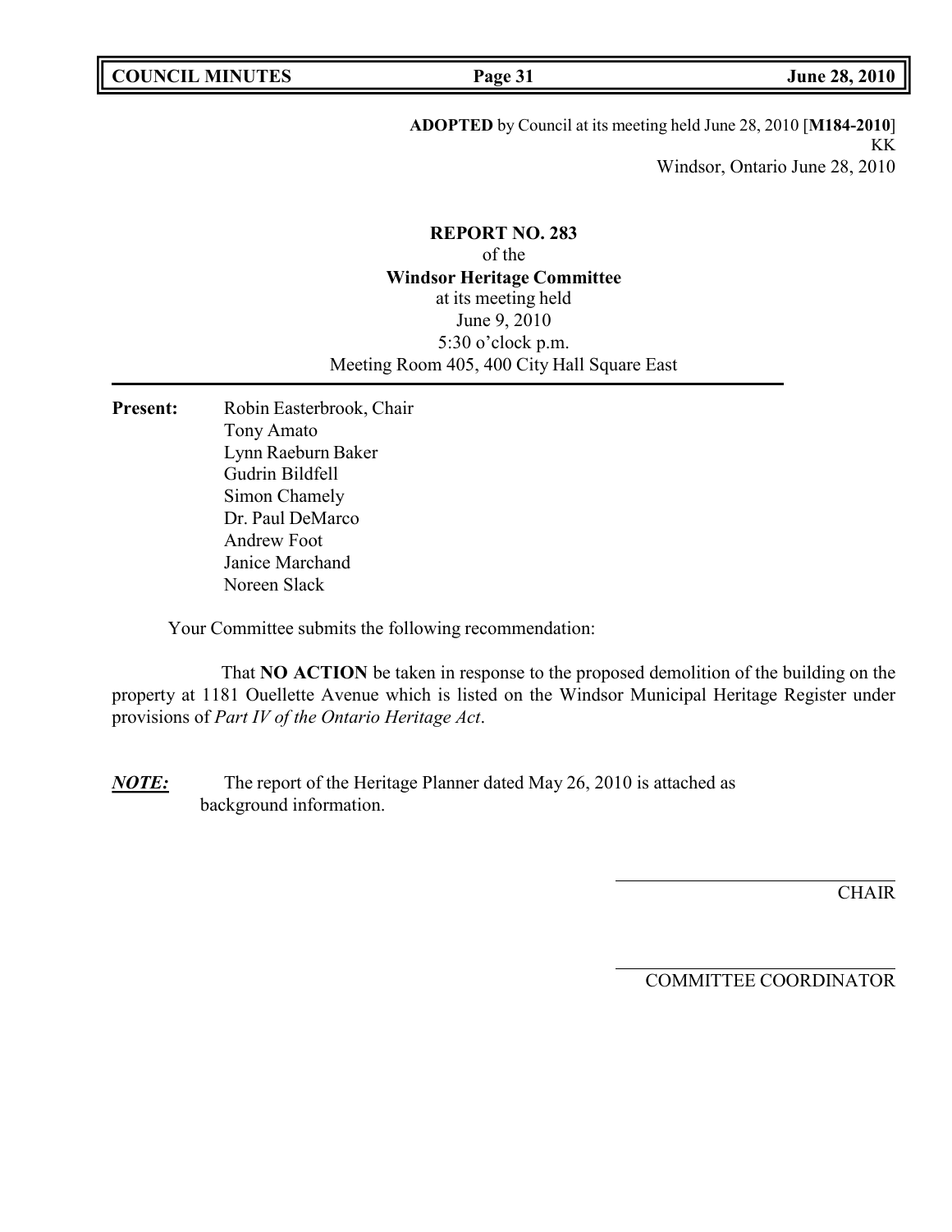**ADOPTED** by Council at its meeting held June 28, 2010 [**M184-2010**]
KK
Windsor, Ontario June 28, 2010

**REPORT NO. 283**
of the
**Windsor Heritage Committee**
at its meeting held
June 9, 2010
5:30 o'clock p.m.
Meeting Room 405, 400 City Hall Square East

---

**Present:** Robin Easterbrook, Chair
Tony Amato
Lynn Raeburn Baker
Gudrin Bildfell
Simon Chamely
Dr. Paul DeMarco
Andrew Foot
Janice Marchand
Noreen Slack

Your Committee submits the following recommendation:

That **NO ACTION** be taken in response to the proposed demolition of the building on the property at 1181 Ouellette Avenue which is listed on the Windsor Municipal Heritage Register under provisions of *Part IV of the Ontario Heritage Act*.

***NOTE:*** The report of the Heritage Planner dated May 26, 2010 is attached as background information.

CHAIR

COMMITTEE COORDINATOR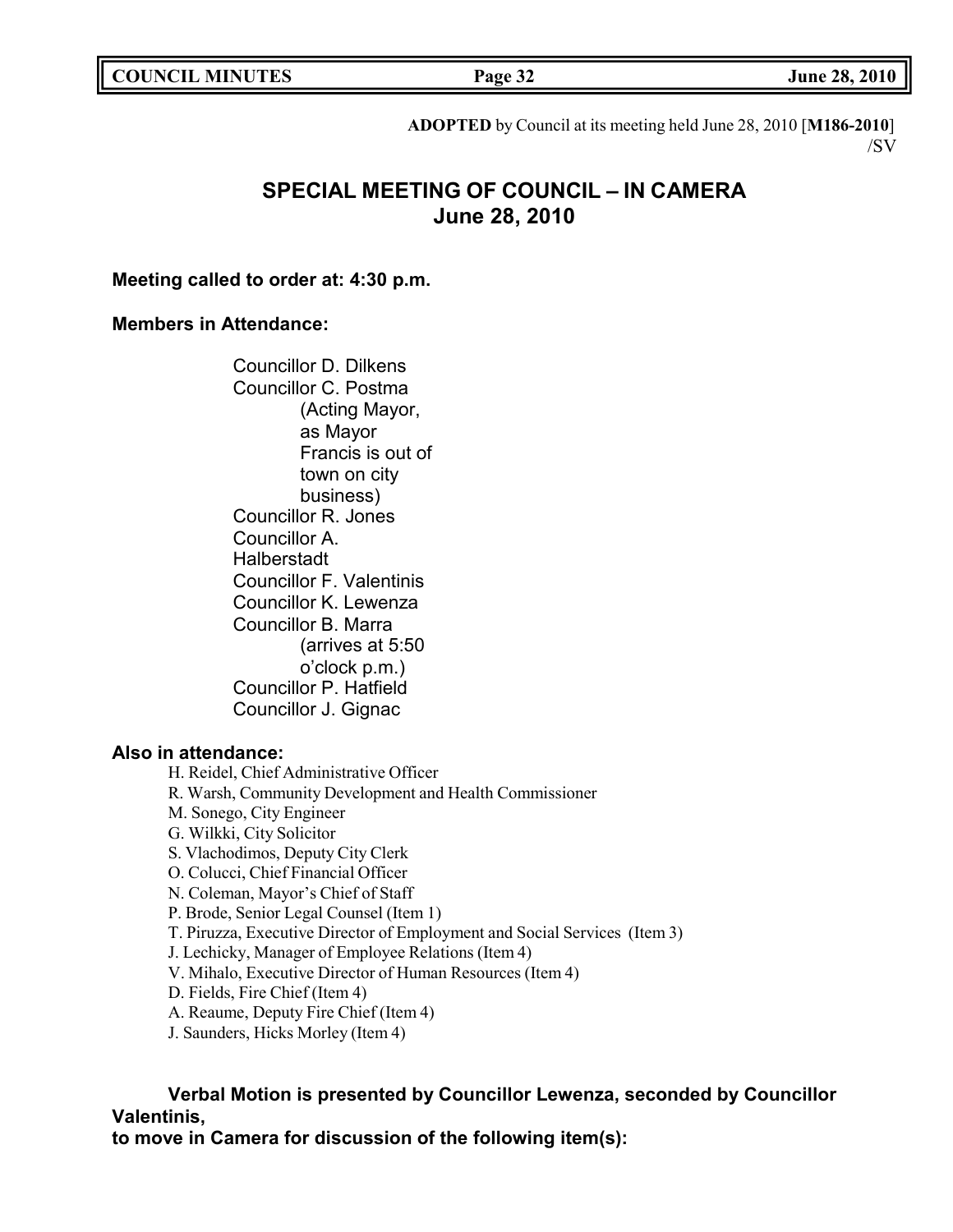**ADOPTED** by Council at its meeting held June 28, 2010 [**M186-2010**]
/SV

# SPECIAL MEETING OF COUNCIL – IN CAMERA
## June 28, 2010

**Meeting called to order at: 4:30 p.m.**

**Members in Attendance:**

Councillor D. Dilkens
Councillor C. Postma (Acting Mayor, as Mayor Francis is out of town on city business)
Councillor R. Jones
Councillor A. Halberstadt
Councillor F. Valentinis
Councillor K. Lewenza
Councillor B. Marra (arrives at 5:50 o'clock p.m.)
Councillor P. Hatfield
Councillor J. Gignac

**Also in attendance:**

H. Reidel, Chief Administrative Officer
R. Warsh, Community Development and Health Commissioner
M. Sonego, City Engineer
G. Wilkki, City Solicitor
S. Vlachodimos, Deputy City Clerk
O. Colucci, Chief Financial Officer
N. Coleman, Mayor's Chief of Staff
P. Brode, Senior Legal Counsel (Item 1)
T. Piruzza, Executive Director of Employment and Social Services (Item 3)
J. Lechicky, Manager of Employee Relations (Item 4)
V. Mihalo, Executive Director of Human Resources (Item 4)
D. Fields, Fire Chief (Item 4)
A. Reaume, Deputy Fire Chief (Item 4)
J. Saunders, Hicks Morley (Item 4)

**Verbal Motion is presented by Councillor Lewenza, seconded by Councillor Valentinis, to move in Camera for discussion of the following item(s):**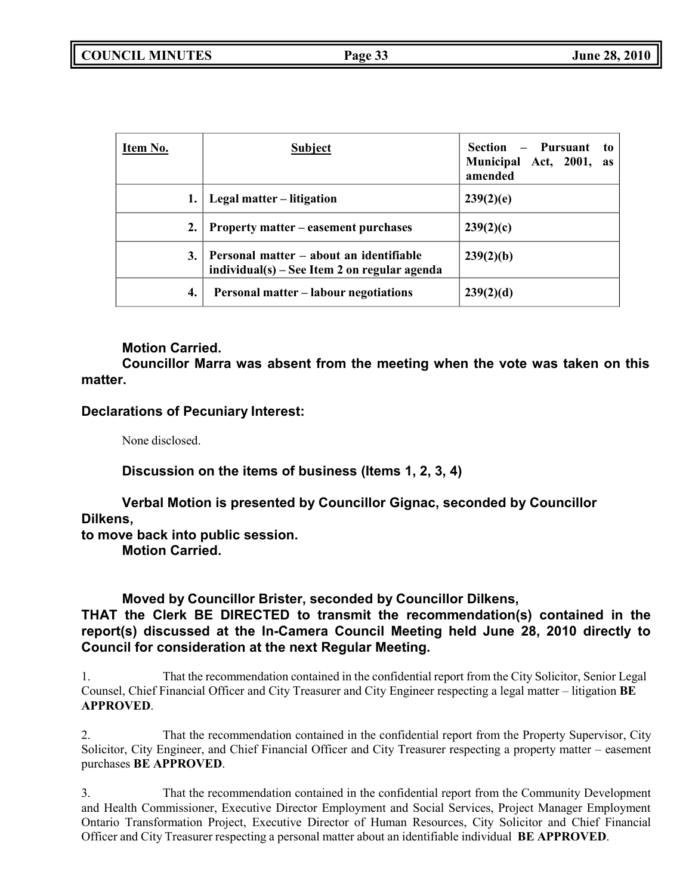| Item No. | Subject | Section – Pursuant to Municipal Act, 2001, as amended |
|---|---|---|
| 1. | **Legal matter – litigation** | **239(2)(e)** |
| 2. | **Property matter – easement purchases** | **239(2)(c)** |
| 3. | **Personal matter – about an identifiable individual(s) – See Item 2 on regular agenda** | **239(2)(b)** |
| 4. | **Personal matter – labour negotiations** | **239(2)(d)** |

**Motion Carried.**

**Councillor Marra was absent from the meeting when the vote was taken on this matter.**

**Declarations of Pecuniary Interest:**

None disclosed.

**Discussion on the items of business (Items 1, 2, 3, 4)**

**Verbal Motion is presented by Councillor Gignac, seconded by Councillor Dilkens,**
**to move back into public session.**
**Motion Carried.**

**Moved by Councillor Brister, seconded by Councillor Dilkens,**
**THAT the Clerk BE DIRECTED to transmit the recommendation(s) contained in the report(s) discussed at the In-Camera Council Meeting held June 28, 2010 directly to Council for consideration at the next Regular Meeting.**

1. That the recommendation contained in the confidential report from the City Solicitor, Senior Legal Counsel, Chief Financial Officer and City Treasurer and City Engineer respecting a legal matter – litigation **BE APPROVED**.

2. That the recommendation contained in the confidential report from the Property Supervisor, City Solicitor, City Engineer, and Chief Financial Officer and City Treasurer respecting a property matter – easement purchases **BE APPROVED**.

3. That the recommendation contained in the confidential report from the Community Development and Health Commissioner, Executive Director Employment and Social Services, Project Manager Employment Ontario Transformation Project, Executive Director of Human Resources, City Solicitor and Chief Financial Officer and City Treasurer respecting a personal matter about an identifiable individual **BE APPROVED**.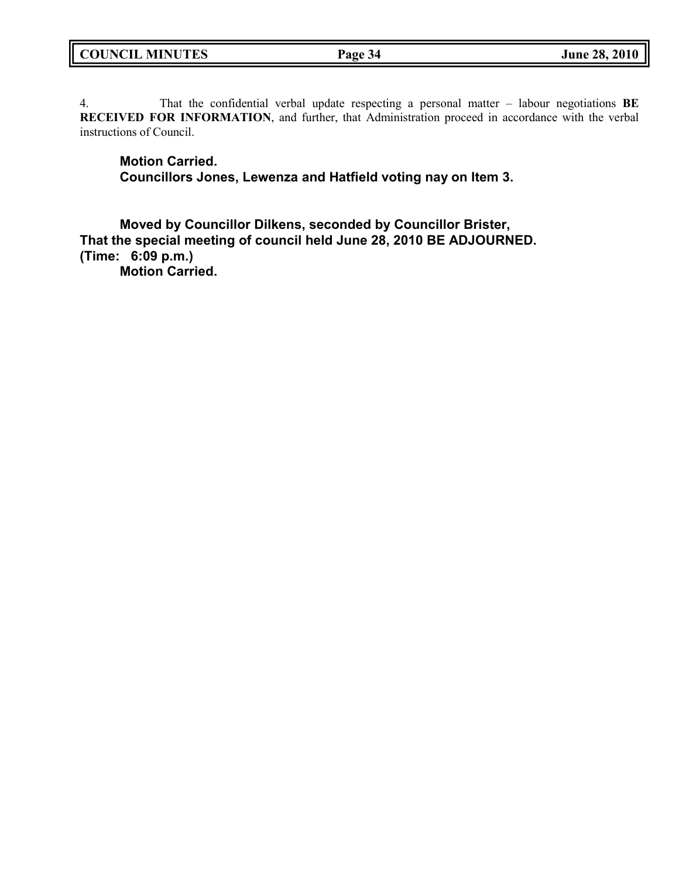4. That the confidential verbal update respecting a personal matter – labour negotiations **BE RECEIVED FOR INFORMATION**, and further, that Administration proceed in accordance with the verbal instructions of Council.

**Motion Carried.**
**Councillors Jones, Lewenza and Hatfield voting nay on Item 3.**

**Moved by Councillor Dilkens, seconded by Councillor Brister,**
**That the special meeting of council held June 28, 2010 BE ADJOURNED.**
**(Time: 6:09 p.m.)**
**Motion Carried.**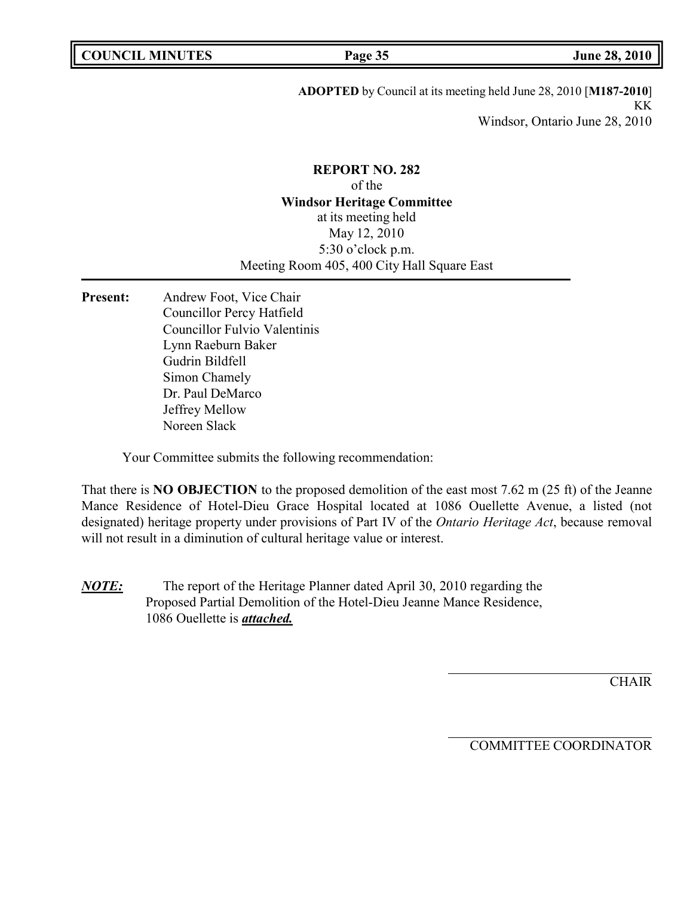**ADOPTED** by Council at its meeting held June 28, 2010 [**M187-2010**]
KK
Windsor, Ontario June 28, 2010

**REPORT NO. 282**
of the
**Windsor Heritage Committee**
at its meeting held
May 12, 2010
5:30 o'clock p.m.
Meeting Room 405, 400 City Hall Square East

**Present:**
Andrew Foot, Vice Chair
Councillor Percy Hatfield
Councillor Fulvio Valentinis
Lynn Raeburn Baker
Gudrin Bildfell
Simon Chamely
Dr. Paul DeMarco
Jeffrey Mellow
Noreen Slack

Your Committee submits the following recommendation:

That there is **NO OBJECTION** to the proposed demolition of the east most 7.62 m (25 ft) of the Jeanne Mance Residence of Hotel-Dieu Grace Hospital located at 1086 Ouellette Avenue, a listed (not designated) heritage property under provisions of Part IV of the *Ontario Heritage Act*, because removal will not result in a diminution of cultural heritage value or interest.

***NOTE:*** The report of the Heritage Planner dated April 30, 2010 regarding the Proposed Partial Demolition of the Hotel-Dieu Jeanne Mance Residence, 1086 Ouellette is ***attached.***

CHAIR

COMMITTEE COORDINATOR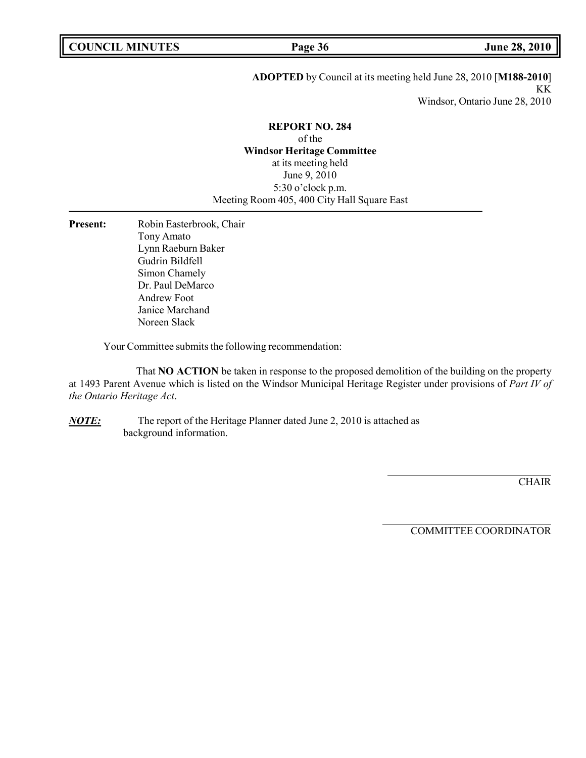**ADOPTED** by Council at its meeting held June 28, 2010 [**M188-2010**]
KK
Windsor, Ontario June 28, 2010

**REPORT NO. 284**
of the
**Windsor Heritage Committee**
at its meeting held
June 9, 2010
5:30 o'clock p.m.
Meeting Room 405, 400 City Hall Square East

---

**Present:** Robin Easterbrook, Chair
Tony Amato
Lynn Raeburn Baker
Gudrin Bildfell
Simon Chamely
Dr. Paul DeMarco
Andrew Foot
Janice Marchand
Noreen Slack

Your Committee submits the following recommendation:

That **NO ACTION** be taken in response to the proposed demolition of the building on the property at 1493 Parent Avenue which is listed on the Windsor Municipal Heritage Register under provisions of *Part IV of the Ontario Heritage Act*.

***NOTE:*** The report of the Heritage Planner dated June 2, 2010 is attached as background information.

CHAIR

COMMITTEE COORDINATOR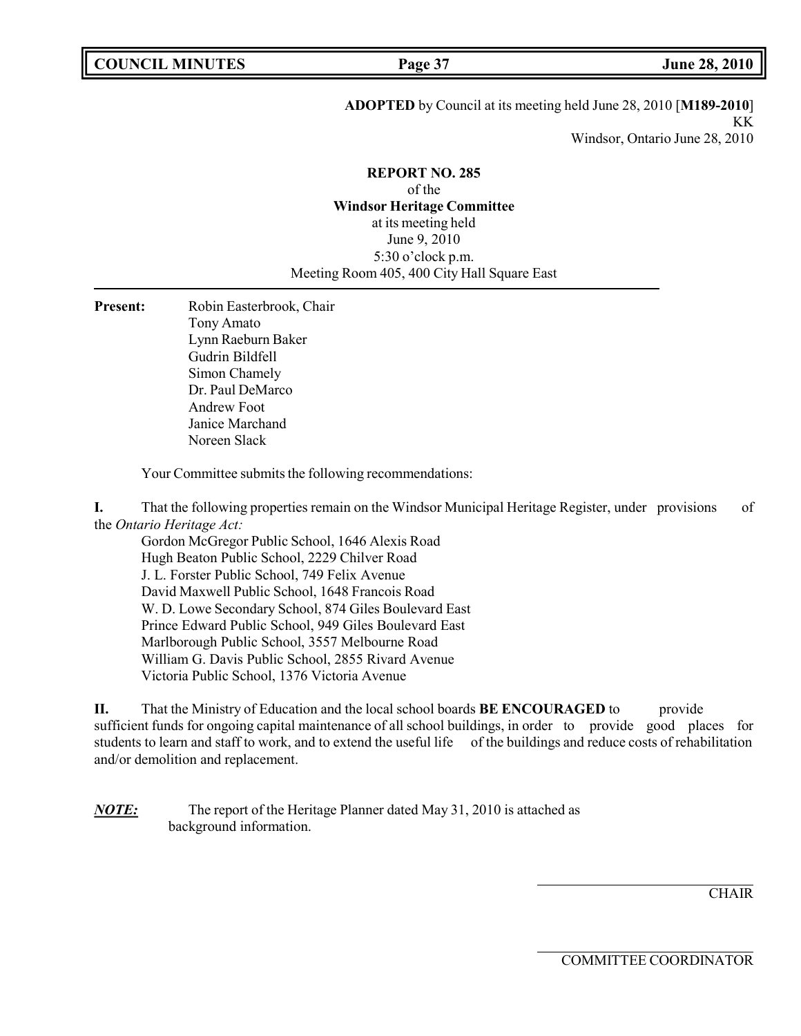**ADOPTED** by Council at its meeting held June 28, 2010 [**M189-2010**]
KK
Windsor, Ontario June 28, 2010

**REPORT NO. 285**
of the
**Windsor Heritage Committee**
at its meeting held
June 9, 2010
5:30 o'clock p.m.
Meeting Room 405, 400 City Hall Square East

---

**Present:**
Robin Easterbrook, Chair
Tony Amato
Lynn Raeburn Baker
Gudrin Bildfell
Simon Chamely
Dr. Paul DeMarco
Andrew Foot
Janice Marchand
Noreen Slack

Your Committee submits the following recommendations:

**I.** That the following properties remain on the Windsor Municipal Heritage Register, under provisions of the *Ontario Heritage Act:*

Gordon McGregor Public School, 1646 Alexis Road
Hugh Beaton Public School, 2229 Chilver Road
J. L. Forster Public School, 749 Felix Avenue
David Maxwell Public School, 1648 Francois Road
W. D. Lowe Secondary School, 874 Giles Boulevard East
Prince Edward Public School, 949 Giles Boulevard East
Marlborough Public School, 3557 Melbourne Road
William G. Davis Public School, 2855 Rivard Avenue
Victoria Public School, 1376 Victoria Avenue

**II.** That the Ministry of Education and the local school boards **BE ENCOURAGED** to provide sufficient funds for ongoing capital maintenance of all school buildings, in order to provide good places for students to learn and staff to work, and to extend the useful life of the buildings and reduce costs of rehabilitation and/or demolition and replacement.

***NOTE:*** The report of the Heritage Planner dated May 31, 2010 is attached as background information.

CHAIR

COMMITTEE COORDINATOR